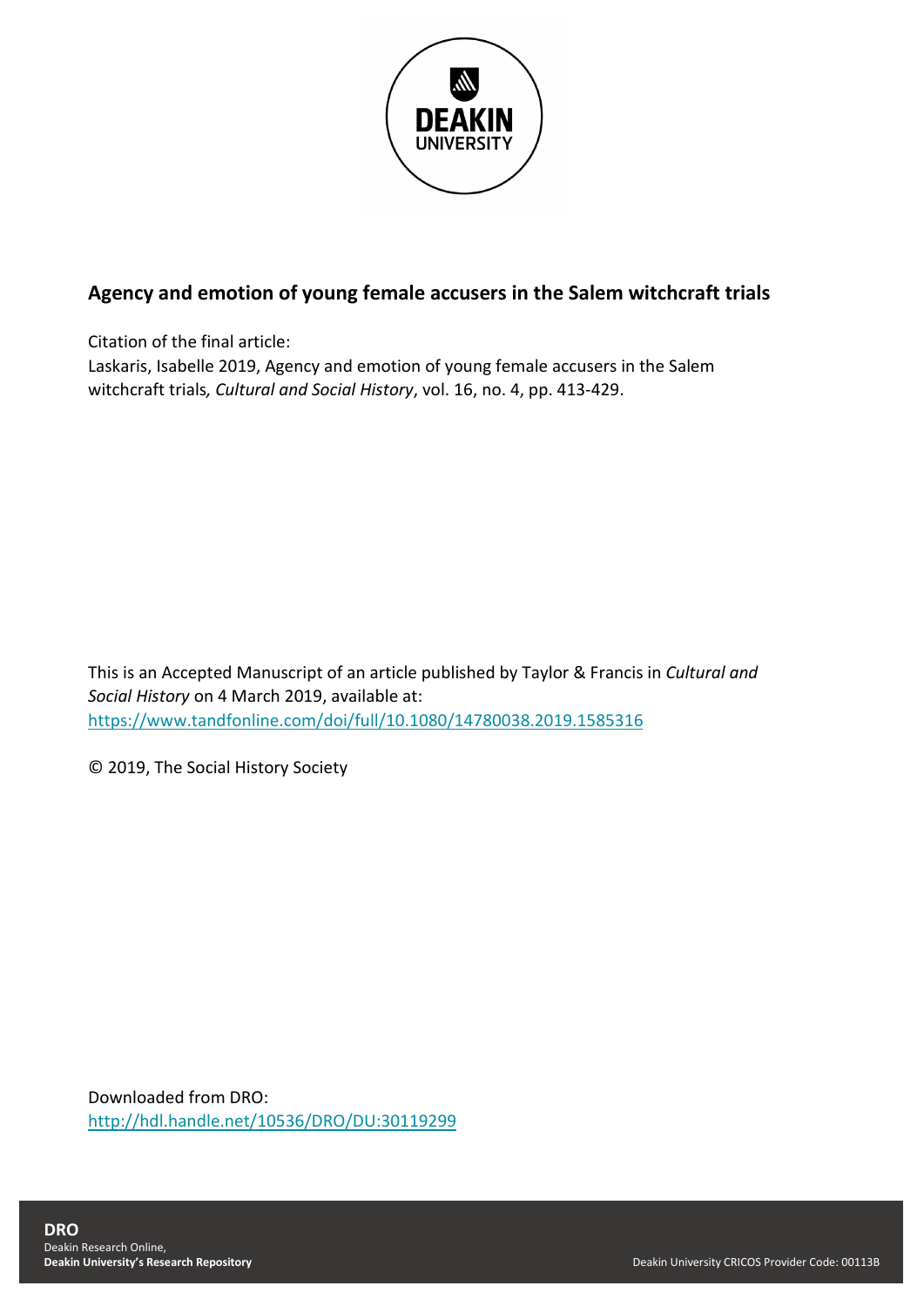DEAKIN UNIVERSITY

**Agency and emotion of young female accusers in the Salem witchcraft trials**

Citation of the final article:
Laskaris, Isabelle 2019, Agency and emotion of young female accusers in the Salem witchcraft trials*, Cultural and Social History*, vol. 16, no. 4, pp. 413-429.

This is an Accepted Manuscript of an article published by Taylor & Francis in *Cultural and Social History* on 4 March 2019, available at:
https://www.tandfonline.com/doi/full/10.1080/14780038.2019.1585316

© 2019, The Social History Society

Downloaded from DRO:
http://hdl.handle.net/10536/DRO/DU:30119299

**DRO**
Deakin Research Online,
**Deakin University's Research Repository**

Deakin University CRICOS Provider Code: 00113B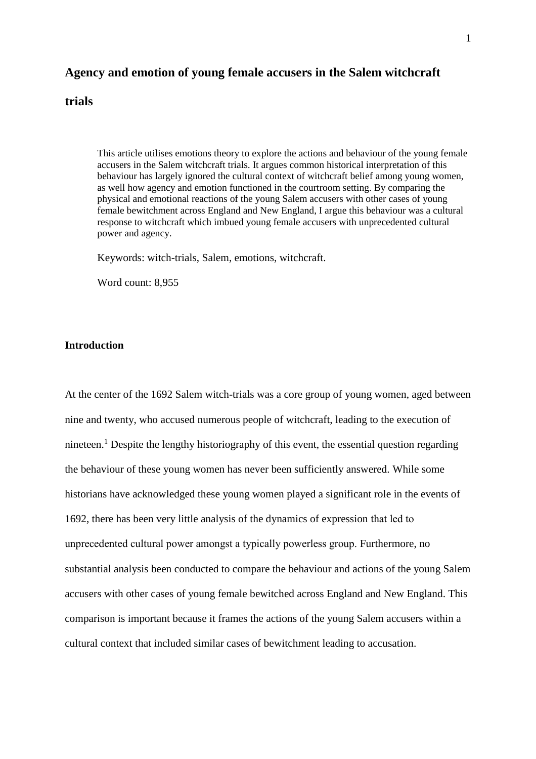# Agency and emotion of young female accusers in the Salem witchcraft trials

This article utilises emotions theory to explore the actions and behaviour of the young female accusers in the Salem witchcraft trials. It argues common historical interpretation of this behaviour has largely ignored the cultural context of witchcraft belief among young women, as well how agency and emotion functioned in the courtroom setting. By comparing the physical and emotional reactions of the young Salem accusers with other cases of young female bewitchment across England and New England, I argue this behaviour was a cultural response to witchcraft which imbued young female accusers with unprecedented cultural power and agency.

Keywords: witch-trials, Salem, emotions, witchcraft.

Word count: 8,955

## Introduction

At the center of the 1692 Salem witch-trials was a core group of young women, aged between nine and twenty, who accused numerous people of witchcraft, leading to the execution of nineteen.[1] Despite the lengthy historiography of this event, the essential question regarding the behaviour of these young women has never been sufficiently answered. While some historians have acknowledged these young women played a significant role in the events of 1692, there has been very little analysis of the dynamics of expression that led to unprecedented cultural power amongst a typically powerless group. Furthermore, no substantial analysis been conducted to compare the behaviour and actions of the young Salem accusers with other cases of young female bewitched across England and New England. This comparison is important because it frames the actions of the young Salem accusers within a cultural context that included similar cases of bewitchment leading to accusation.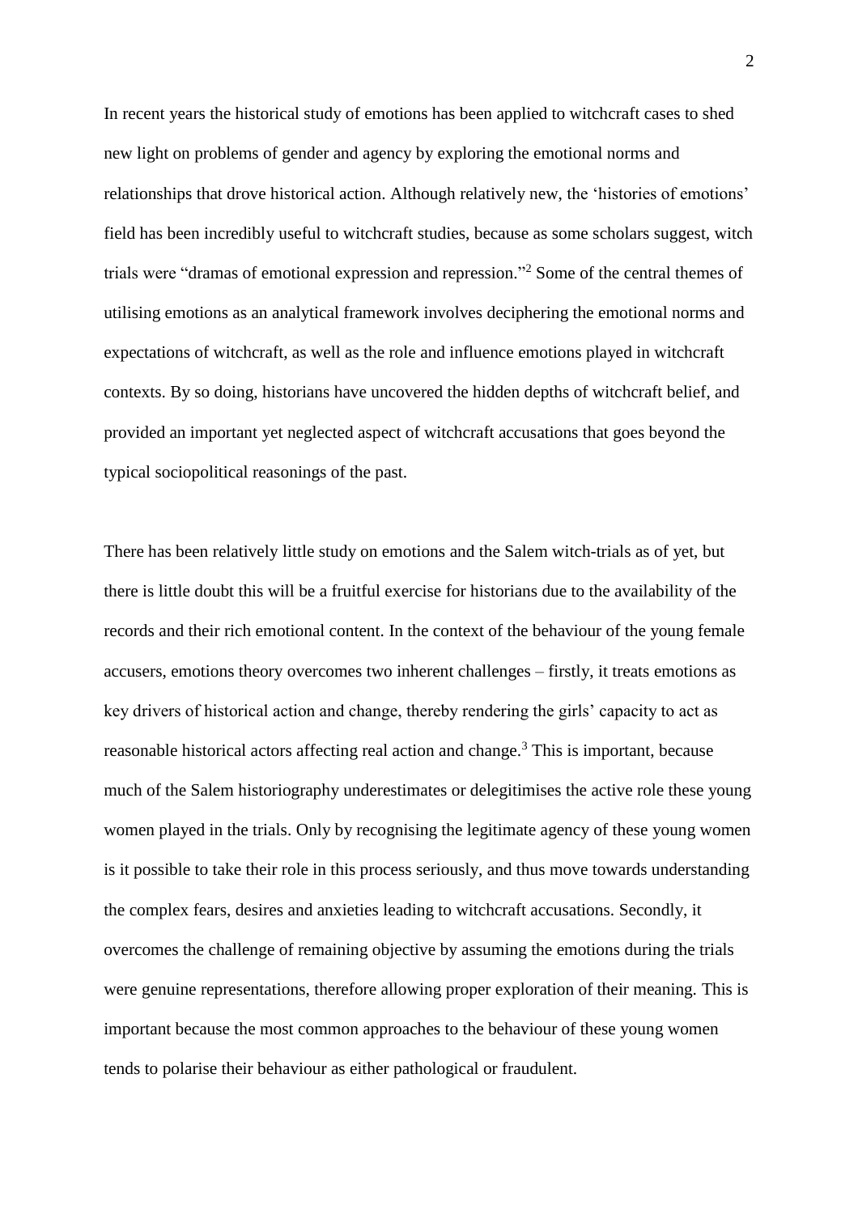In recent years the historical study of emotions has been applied to witchcraft cases to shed new light on problems of gender and agency by exploring the emotional norms and relationships that drove historical action. Although relatively new, the 'histories of emotions' field has been incredibly useful to witchcraft studies, because as some scholars suggest, witch trials were "dramas of emotional expression and repression."[2] Some of the central themes of utilising emotions as an analytical framework involves deciphering the emotional norms and expectations of witchcraft, as well as the role and influence emotions played in witchcraft contexts. By so doing, historians have uncovered the hidden depths of witchcraft belief, and provided an important yet neglected aspect of witchcraft accusations that goes beyond the typical sociopolitical reasonings of the past.

There has been relatively little study on emotions and the Salem witch-trials as of yet, but there is little doubt this will be a fruitful exercise for historians due to the availability of the records and their rich emotional content. In the context of the behaviour of the young female accusers, emotions theory overcomes two inherent challenges – firstly, it treats emotions as key drivers of historical action and change, thereby rendering the girls' capacity to act as reasonable historical actors affecting real action and change.[3] This is important, because much of the Salem historiography underestimates or delegitimises the active role these young women played in the trials. Only by recognising the legitimate agency of these young women is it possible to take their role in this process seriously, and thus move towards understanding the complex fears, desires and anxieties leading to witchcraft accusations. Secondly, it overcomes the challenge of remaining objective by assuming the emotions during the trials were genuine representations, therefore allowing proper exploration of their meaning. This is important because the most common approaches to the behaviour of these young women tends to polarise their behaviour as either pathological or fraudulent.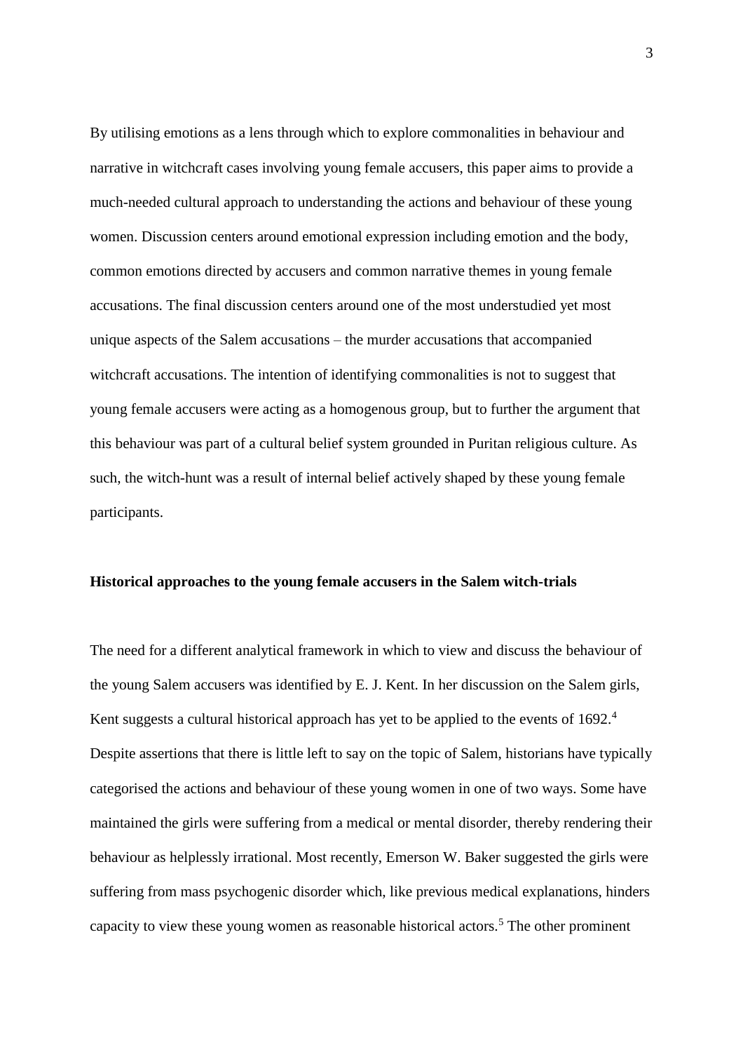By utilising emotions as a lens through which to explore commonalities in behaviour and narrative in witchcraft cases involving young female accusers, this paper aims to provide a much-needed cultural approach to understanding the actions and behaviour of these young women. Discussion centers around emotional expression including emotion and the body, common emotions directed by accusers and common narrative themes in young female accusations. The final discussion centers around one of the most understudied yet most unique aspects of the Salem accusations – the murder accusations that accompanied witchcraft accusations. The intention of identifying commonalities is not to suggest that young female accusers were acting as a homogenous group, but to further the argument that this behaviour was part of a cultural belief system grounded in Puritan religious culture. As such, the witch-hunt was a result of internal belief actively shaped by these young female participants.

## Historical approaches to the young female accusers in the Salem witch-trials

The need for a different analytical framework in which to view and discuss the behaviour of the young Salem accusers was identified by E. J. Kent. In her discussion on the Salem girls, Kent suggests a cultural historical approach has yet to be applied to the events of 1692.[4] Despite assertions that there is little left to say on the topic of Salem, historians have typically categorised the actions and behaviour of these young women in one of two ways. Some have maintained the girls were suffering from a medical or mental disorder, thereby rendering their behaviour as helplessly irrational. Most recently, Emerson W. Baker suggested the girls were suffering from mass psychogenic disorder which, like previous medical explanations, hinders capacity to view these young women as reasonable historical actors.[5] The other prominent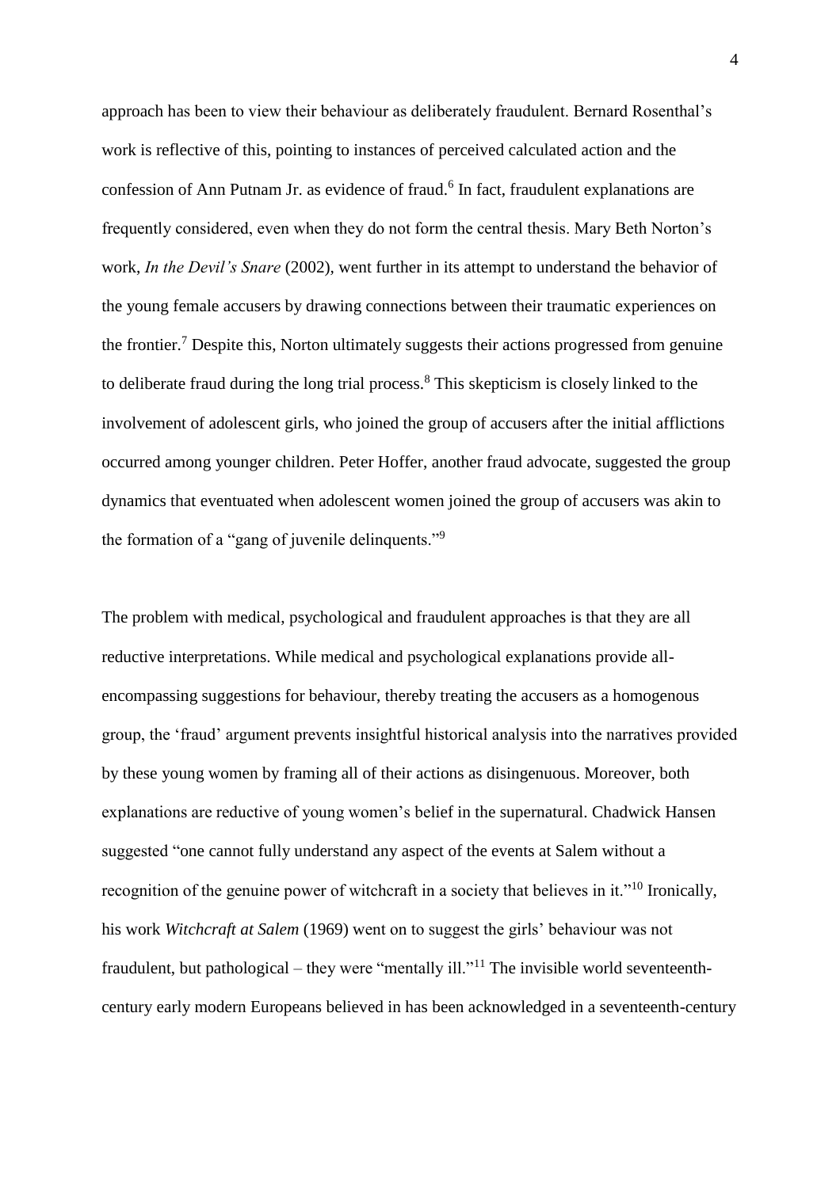approach has been to view their behaviour as deliberately fraudulent. Bernard Rosenthal's work is reflective of this, pointing to instances of perceived calculated action and the confession of Ann Putnam Jr. as evidence of fraud.[6] In fact, fraudulent explanations are frequently considered, even when they do not form the central thesis. Mary Beth Norton's work, *In the Devil's Snare* (2002), went further in its attempt to understand the behavior of the young female accusers by drawing connections between their traumatic experiences on the frontier.[7] Despite this, Norton ultimately suggests their actions progressed from genuine to deliberate fraud during the long trial process.[8] This skepticism is closely linked to the involvement of adolescent girls, who joined the group of accusers after the initial afflictions occurred among younger children. Peter Hoffer, another fraud advocate, suggested the group dynamics that eventuated when adolescent women joined the group of accusers was akin to the formation of a "gang of juvenile delinquents."[9]

The problem with medical, psychological and fraudulent approaches is that they are all reductive interpretations. While medical and psychological explanations provide all-encompassing suggestions for behaviour, thereby treating the accusers as a homogenous group, the 'fraud' argument prevents insightful historical analysis into the narratives provided by these young women by framing all of their actions as disingenuous. Moreover, both explanations are reductive of young women's belief in the supernatural. Chadwick Hansen suggested "one cannot fully understand any aspect of the events at Salem without a recognition of the genuine power of witchcraft in a society that believes in it."[10] Ironically, his work *Witchcraft at Salem* (1969) went on to suggest the girls' behaviour was not fraudulent, but pathological – they were "mentally ill."[11] The invisible world seventeenth-century early modern Europeans believed in has been acknowledged in a seventeenth-century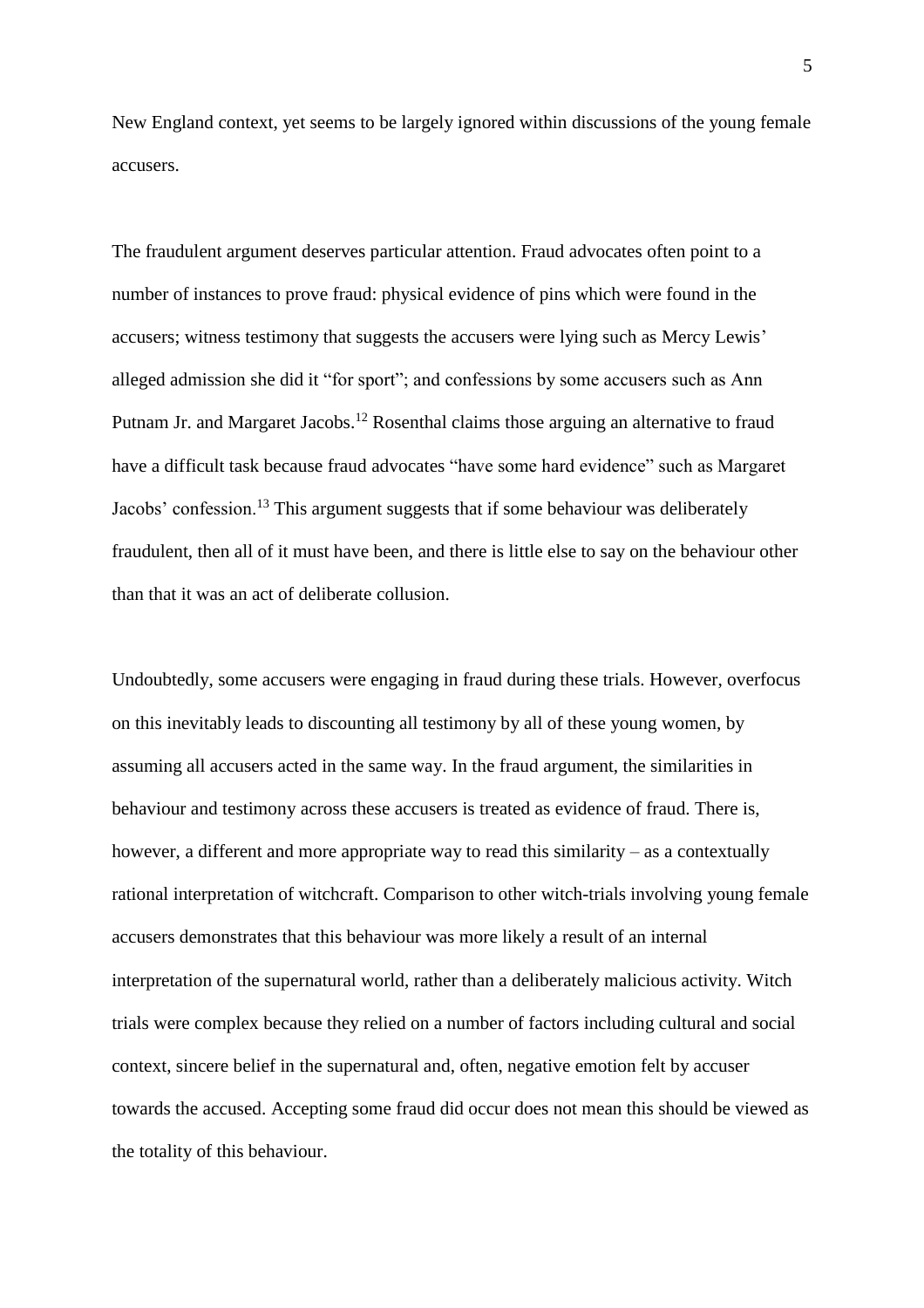New England context, yet seems to be largely ignored within discussions of the young female accusers.

The fraudulent argument deserves particular attention. Fraud advocates often point to a number of instances to prove fraud: physical evidence of pins which were found in the accusers; witness testimony that suggests the accusers were lying such as Mercy Lewis' alleged admission she did it "for sport"; and confessions by some accusers such as Ann Putnam Jr. and Margaret Jacobs.[12] Rosenthal claims those arguing an alternative to fraud have a difficult task because fraud advocates "have some hard evidence" such as Margaret Jacobs' confession.[13] This argument suggests that if some behaviour was deliberately fraudulent, then all of it must have been, and there is little else to say on the behaviour other than that it was an act of deliberate collusion.

Undoubtedly, some accusers were engaging in fraud during these trials. However, overfocus on this inevitably leads to discounting all testimony by all of these young women, by assuming all accusers acted in the same way. In the fraud argument, the similarities in behaviour and testimony across these accusers is treated as evidence of fraud. There is, however, a different and more appropriate way to read this similarity – as a contextually rational interpretation of witchcraft. Comparison to other witch-trials involving young female accusers demonstrates that this behaviour was more likely a result of an internal interpretation of the supernatural world, rather than a deliberately malicious activity. Witch trials were complex because they relied on a number of factors including cultural and social context, sincere belief in the supernatural and, often, negative emotion felt by accuser towards the accused. Accepting some fraud did occur does not mean this should be viewed as the totality of this behaviour.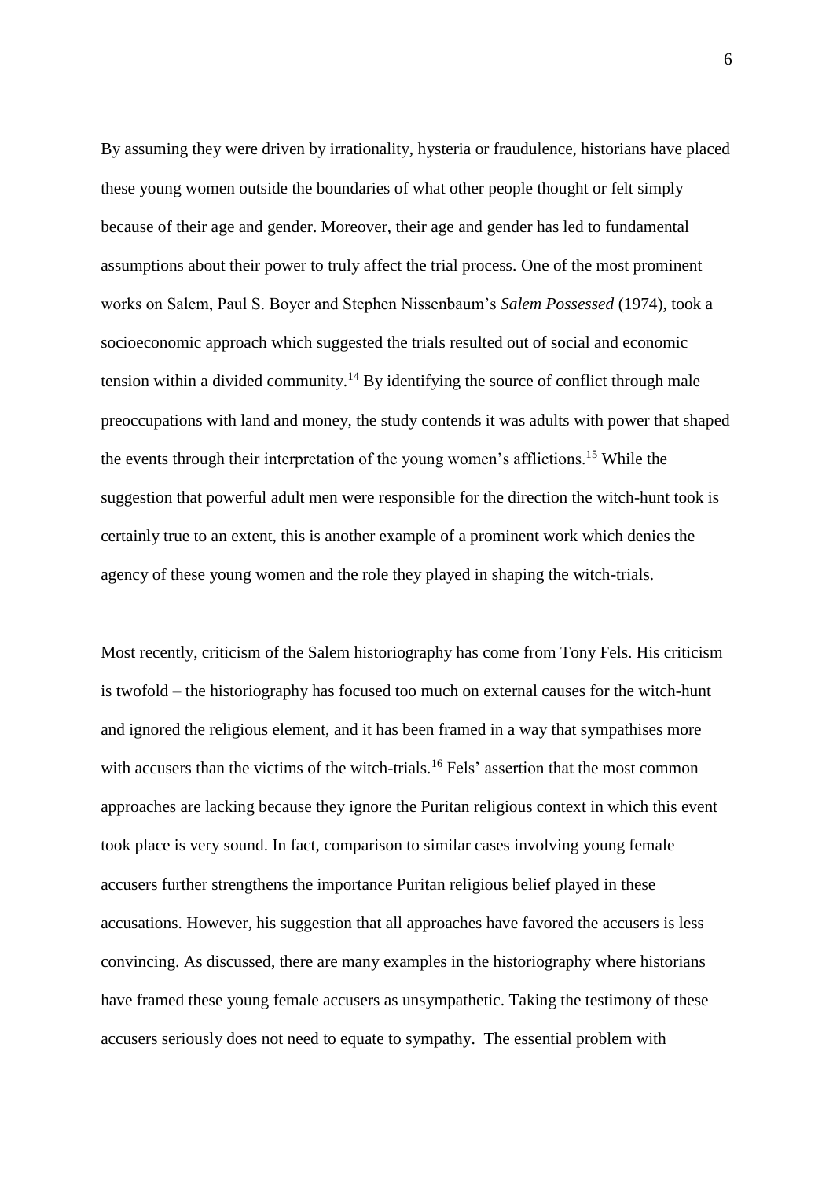By assuming they were driven by irrationality, hysteria or fraudulence, historians have placed these young women outside the boundaries of what other people thought or felt simply because of their age and gender. Moreover, their age and gender has led to fundamental assumptions about their power to truly affect the trial process. One of the most prominent works on Salem, Paul S. Boyer and Stephen Nissenbaum's *Salem Possessed* (1974), took a socioeconomic approach which suggested the trials resulted out of social and economic tension within a divided community.[14] By identifying the source of conflict through male preoccupations with land and money, the study contends it was adults with power that shaped the events through their interpretation of the young women's afflictions.[15] While the suggestion that powerful adult men were responsible for the direction the witch-hunt took is certainly true to an extent, this is another example of a prominent work which denies the agency of these young women and the role they played in shaping the witch-trials.

Most recently, criticism of the Salem historiography has come from Tony Fels. His criticism is twofold – the historiography has focused too much on external causes for the witch-hunt and ignored the religious element, and it has been framed in a way that sympathises more with accusers than the victims of the witch-trials.[16] Fels' assertion that the most common approaches are lacking because they ignore the Puritan religious context in which this event took place is very sound. In fact, comparison to similar cases involving young female accusers further strengthens the importance Puritan religious belief played in these accusations. However, his suggestion that all approaches have favored the accusers is less convincing. As discussed, there are many examples in the historiography where historians have framed these young female accusers as unsympathetic. Taking the testimony of these accusers seriously does not need to equate to sympathy. The essential problem with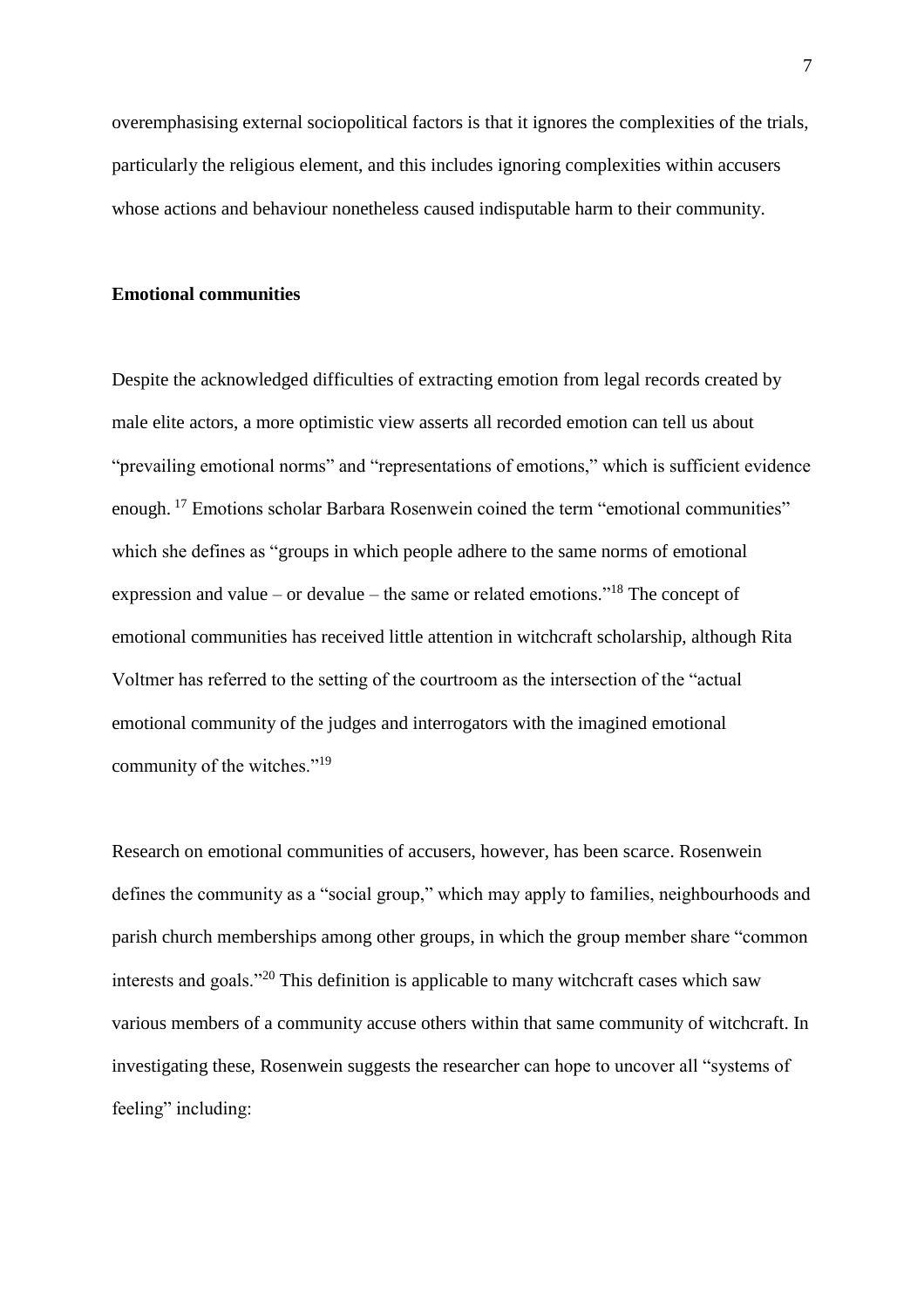overemphasising external sociopolitical factors is that it ignores the complexities of the trials, particularly the religious element, and this includes ignoring complexities within accusers whose actions and behaviour nonetheless caused indisputable harm to their community.

**Emotional communities**

Despite the acknowledged difficulties of extracting emotion from legal records created by male elite actors, a more optimistic view asserts all recorded emotion can tell us about "prevailing emotional norms" and "representations of emotions," which is sufficient evidence enough. [17] Emotions scholar Barbara Rosenwein coined the term "emotional communities" which she defines as "groups in which people adhere to the same norms of emotional expression and value – or devalue – the same or related emotions."[18] The concept of emotional communities has received little attention in witchcraft scholarship, although Rita Voltmer has referred to the setting of the courtroom as the intersection of the "actual emotional community of the judges and interrogators with the imagined emotional community of the witches."[19]

Research on emotional communities of accusers, however, has been scarce. Rosenwein defines the community as a "social group," which may apply to families, neighbourhoods and parish church memberships among other groups, in which the group member share "common interests and goals."[20] This definition is applicable to many witchcraft cases which saw various members of a community accuse others within that same community of witchcraft. In investigating these, Rosenwein suggests the researcher can hope to uncover all "systems of feeling" including: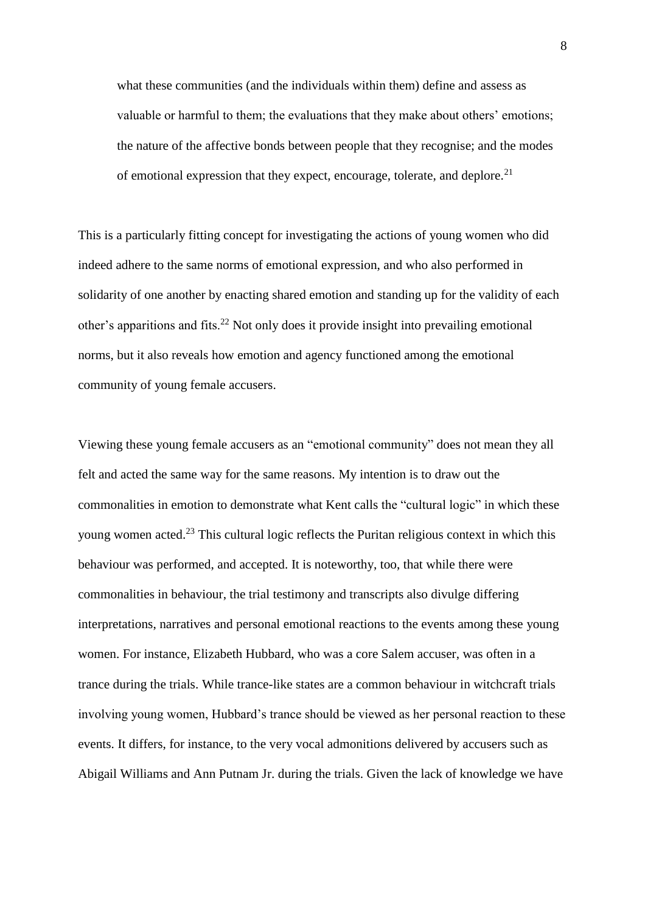> what these communities (and the individuals within them) define and assess as valuable or harmful to them; the evaluations that they make about others' emotions; the nature of the affective bonds between people that they recognise; and the modes of emotional expression that they expect, encourage, tolerate, and deplore.[21]

This is a particularly fitting concept for investigating the actions of young women who did indeed adhere to the same norms of emotional expression, and who also performed in solidarity of one another by enacting shared emotion and standing up for the validity of each other's apparitions and fits.[22] Not only does it provide insight into prevailing emotional norms, but it also reveals how emotion and agency functioned among the emotional community of young female accusers.

Viewing these young female accusers as an "emotional community" does not mean they all felt and acted the same way for the same reasons. My intention is to draw out the commonalities in emotion to demonstrate what Kent calls the "cultural logic" in which these young women acted.[23] This cultural logic reflects the Puritan religious context in which this behaviour was performed, and accepted. It is noteworthy, too, that while there were commonalities in behaviour, the trial testimony and transcripts also divulge differing interpretations, narratives and personal emotional reactions to the events among these young women. For instance, Elizabeth Hubbard, who was a core Salem accuser, was often in a trance during the trials. While trance-like states are a common behaviour in witchcraft trials involving young women, Hubbard's trance should be viewed as her personal reaction to these events. It differs, for instance, to the very vocal admonitions delivered by accusers such as Abigail Williams and Ann Putnam Jr. during the trials. Given the lack of knowledge we have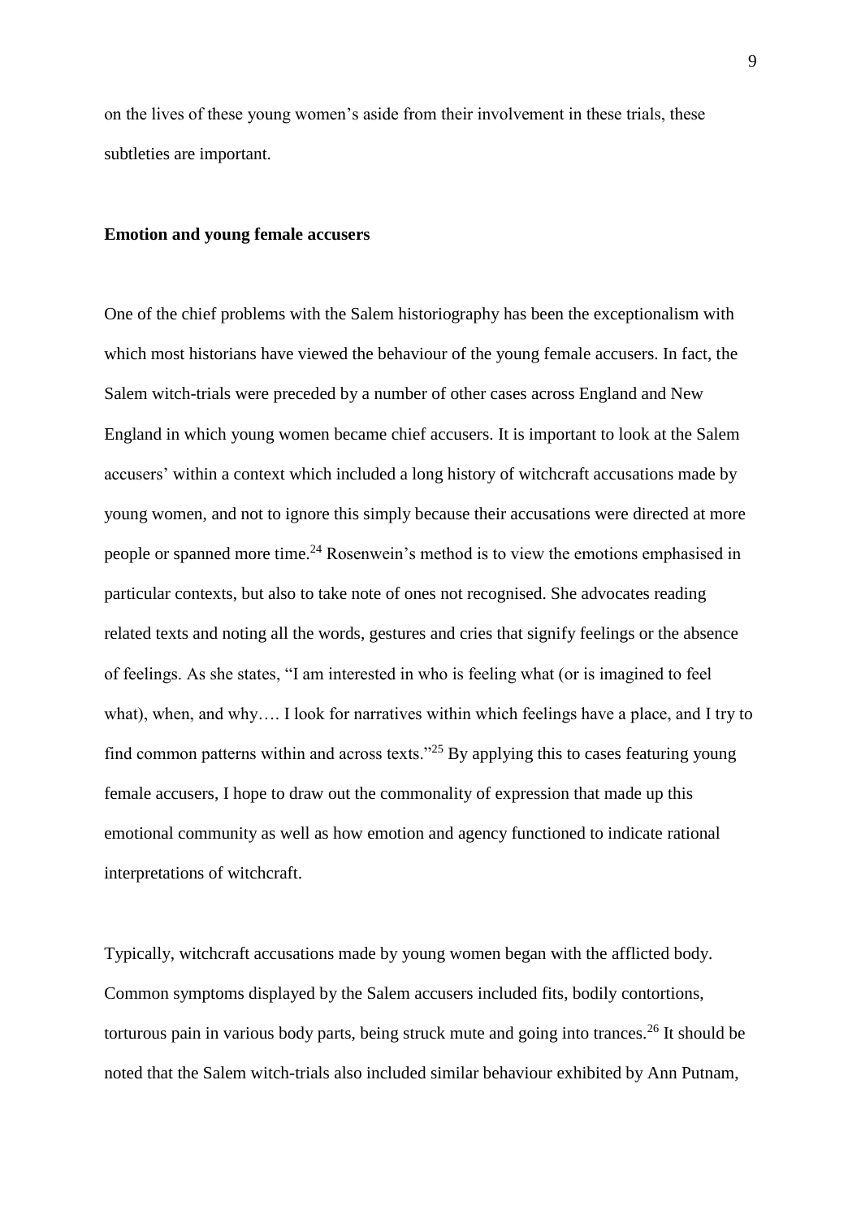on the lives of these young women's aside from their involvement in these trials, these subtleties are important.

**Emotion and young female accusers**

One of the chief problems with the Salem historiography has been the exceptionalism with which most historians have viewed the behaviour of the young female accusers. In fact, the Salem witch-trials were preceded by a number of other cases across England and New England in which young women became chief accusers. It is important to look at the Salem accusers' within a context which included a long history of witchcraft accusations made by young women, and not to ignore this simply because their accusations were directed at more people or spanned more time.[24] Rosenwein's method is to view the emotions emphasised in particular contexts, but also to take note of ones not recognised. She advocates reading related texts and noting all the words, gestures and cries that signify feelings or the absence of feelings. As she states, "I am interested in who is feeling what (or is imagined to feel what), when, and why…. I look for narratives within which feelings have a place, and I try to find common patterns within and across texts."[25] By applying this to cases featuring young female accusers, I hope to draw out the commonality of expression that made up this emotional community as well as how emotion and agency functioned to indicate rational interpretations of witchcraft.

Typically, witchcraft accusations made by young women began with the afflicted body. Common symptoms displayed by the Salem accusers included fits, bodily contortions, torturous pain in various body parts, being struck mute and going into trances.[26] It should be noted that the Salem witch-trials also included similar behaviour exhibited by Ann Putnam,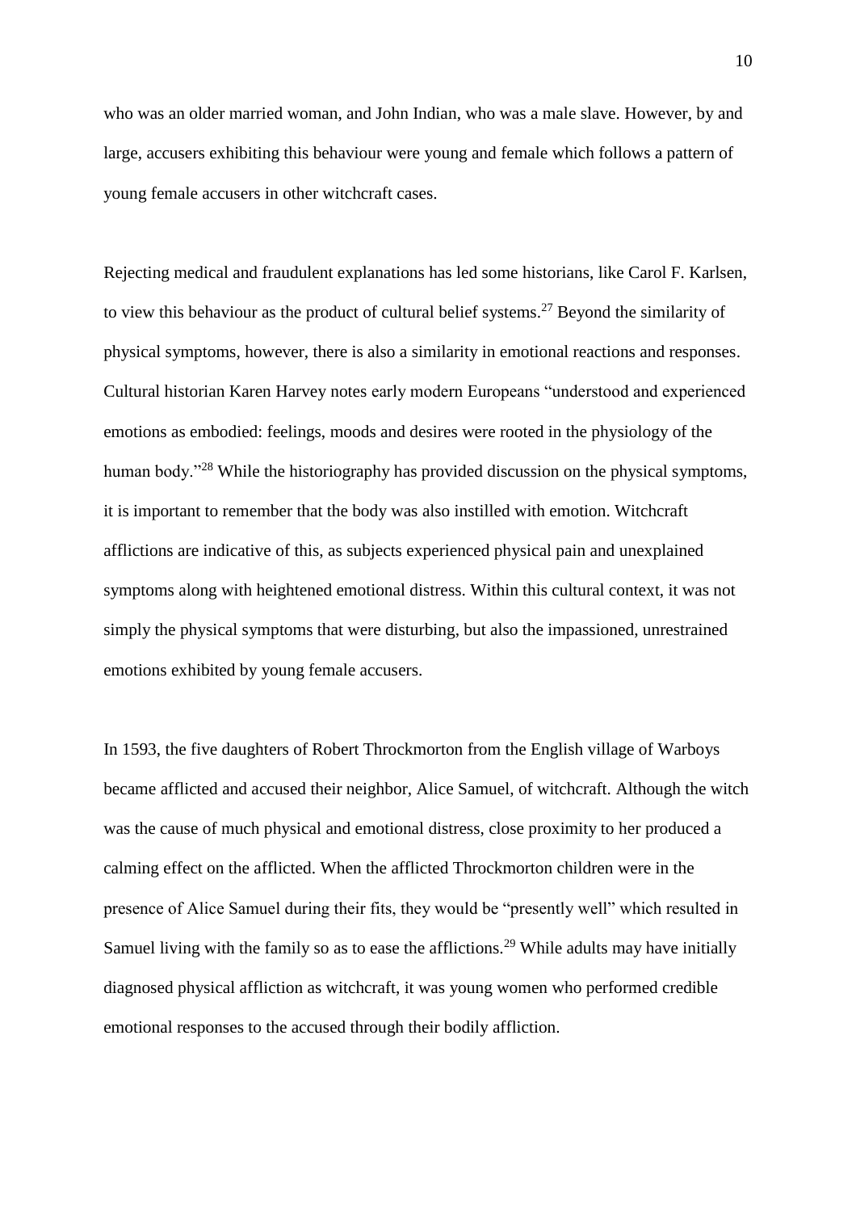who was an older married woman, and John Indian, who was a male slave. However, by and large, accusers exhibiting this behaviour were young and female which follows a pattern of young female accusers in other witchcraft cases.

Rejecting medical and fraudulent explanations has led some historians, like Carol F. Karlsen, to view this behaviour as the product of cultural belief systems.[27] Beyond the similarity of physical symptoms, however, there is also a similarity in emotional reactions and responses. Cultural historian Karen Harvey notes early modern Europeans "understood and experienced emotions as embodied: feelings, moods and desires were rooted in the physiology of the human body."[28] While the historiography has provided discussion on the physical symptoms, it is important to remember that the body was also instilled with emotion. Witchcraft afflictions are indicative of this, as subjects experienced physical pain and unexplained symptoms along with heightened emotional distress. Within this cultural context, it was not simply the physical symptoms that were disturbing, but also the impassioned, unrestrained emotions exhibited by young female accusers.

In 1593, the five daughters of Robert Throckmorton from the English village of Warboys became afflicted and accused their neighbor, Alice Samuel, of witchcraft. Although the witch was the cause of much physical and emotional distress, close proximity to her produced a calming effect on the afflicted. When the afflicted Throckmorton children were in the presence of Alice Samuel during their fits, they would be "presently well" which resulted in Samuel living with the family so as to ease the afflictions.[29] While adults may have initially diagnosed physical affliction as witchcraft, it was young women who performed credible emotional responses to the accused through their bodily affliction.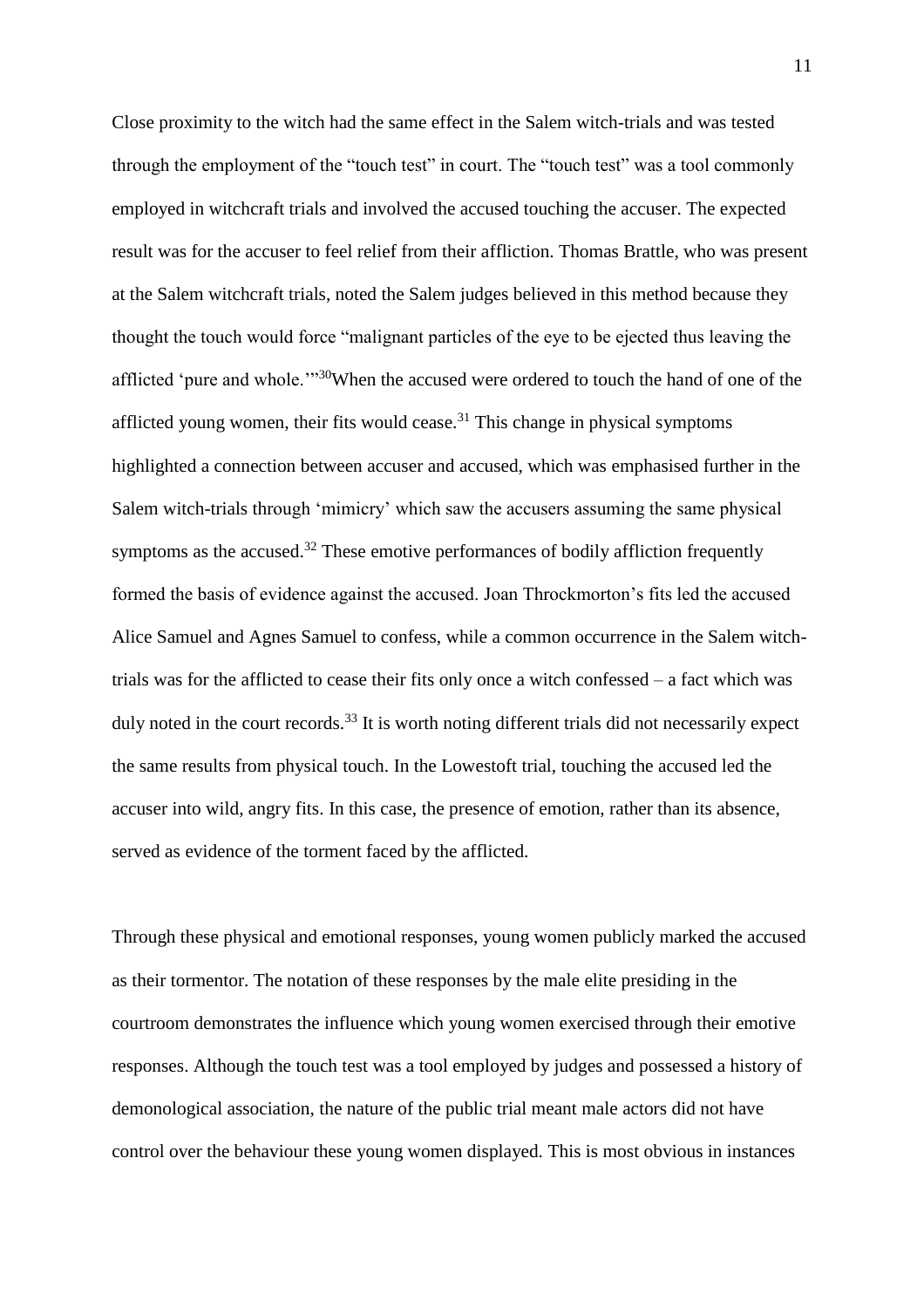Close proximity to the witch had the same effect in the Salem witch-trials and was tested through the employment of the "touch test" in court. The "touch test" was a tool commonly employed in witchcraft trials and involved the accused touching the accuser. The expected result was for the accuser to feel relief from their affliction. Thomas Brattle, who was present at the Salem witchcraft trials, noted the Salem judges believed in this method because they thought the touch would force "malignant particles of the eye to be ejected thus leaving the afflicted 'pure and whole.'"[30]When the accused were ordered to touch the hand of one of the afflicted young women, their fits would cease.[31] This change in physical symptoms highlighted a connection between accuser and accused, which was emphasised further in the Salem witch-trials through 'mimicry' which saw the accusers assuming the same physical symptoms as the accused.[32] These emotive performances of bodily affliction frequently formed the basis of evidence against the accused. Joan Throckmorton's fits led the accused Alice Samuel and Agnes Samuel to confess, while a common occurrence in the Salem witch-trials was for the afflicted to cease their fits only once a witch confessed – a fact which was duly noted in the court records.[33] It is worth noting different trials did not necessarily expect the same results from physical touch. In the Lowestoft trial, touching the accused led the accuser into wild, angry fits. In this case, the presence of emotion, rather than its absence, served as evidence of the torment faced by the afflicted.

Through these physical and emotional responses, young women publicly marked the accused as their tormentor. The notation of these responses by the male elite presiding in the courtroom demonstrates the influence which young women exercised through their emotive responses. Although the touch test was a tool employed by judges and possessed a history of demonological association, the nature of the public trial meant male actors did not have control over the behaviour these young women displayed. This is most obvious in instances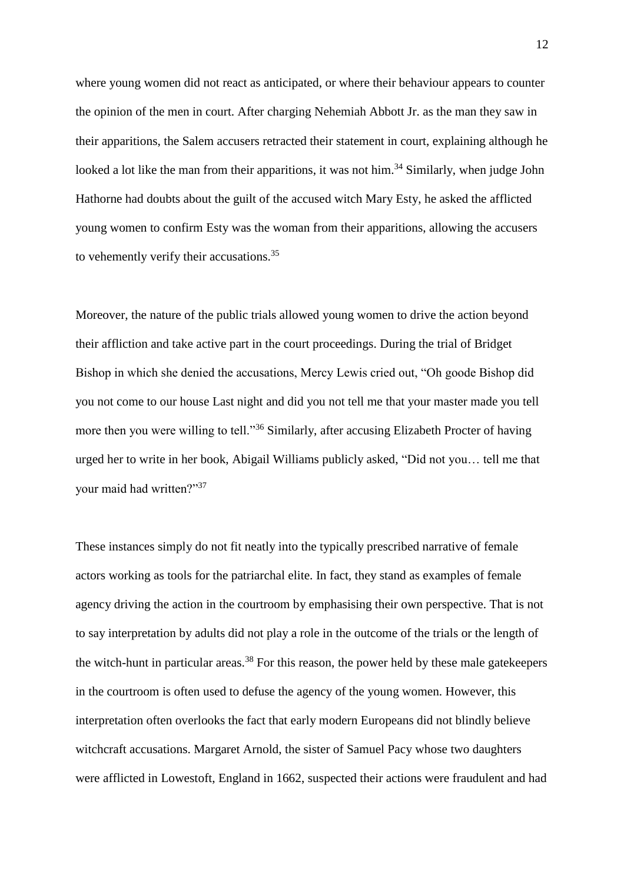where young women did not react as anticipated, or where their behaviour appears to counter the opinion of the men in court. After charging Nehemiah Abbott Jr. as the man they saw in their apparitions, the Salem accusers retracted their statement in court, explaining although he looked a lot like the man from their apparitions, it was not him.[34] Similarly, when judge John Hathorne had doubts about the guilt of the accused witch Mary Esty, he asked the afflicted young women to confirm Esty was the woman from their apparitions, allowing the accusers to vehemently verify their accusations.[35]

Moreover, the nature of the public trials allowed young women to drive the action beyond their affliction and take active part in the court proceedings. During the trial of Bridget Bishop in which she denied the accusations, Mercy Lewis cried out, "Oh goode Bishop did you not come to our house Last night and did you not tell me that your master made you tell more then you were willing to tell."[36] Similarly, after accusing Elizabeth Procter of having urged her to write in her book, Abigail Williams publicly asked, "Did not you… tell me that your maid had written?"[37]

These instances simply do not fit neatly into the typically prescribed narrative of female actors working as tools for the patriarchal elite. In fact, they stand as examples of female agency driving the action in the courtroom by emphasising their own perspective. That is not to say interpretation by adults did not play a role in the outcome of the trials or the length of the witch-hunt in particular areas.[38] For this reason, the power held by these male gatekeepers in the courtroom is often used to defuse the agency of the young women. However, this interpretation often overlooks the fact that early modern Europeans did not blindly believe witchcraft accusations. Margaret Arnold, the sister of Samuel Pacy whose two daughters were afflicted in Lowestoft, England in 1662, suspected their actions were fraudulent and had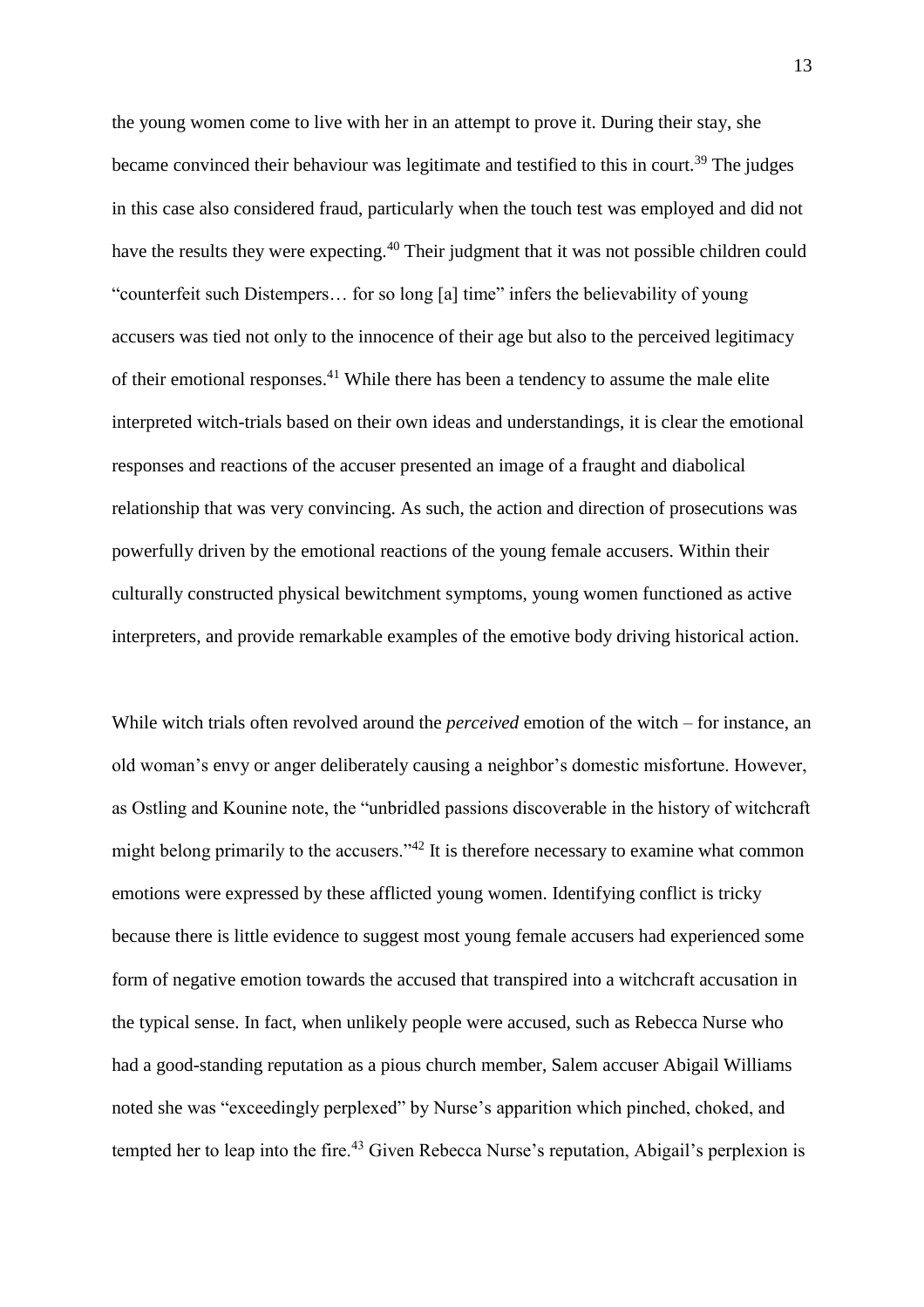the young women come to live with her in an attempt to prove it. During their stay, she became convinced their behaviour was legitimate and testified to this in court.[39] The judges in this case also considered fraud, particularly when the touch test was employed and did not have the results they were expecting.[40] Their judgment that it was not possible children could "counterfeit such Distempers… for so long [a] time" infers the believability of young accusers was tied not only to the innocence of their age but also to the perceived legitimacy of their emotional responses.[41] While there has been a tendency to assume the male elite interpreted witch-trials based on their own ideas and understandings, it is clear the emotional responses and reactions of the accuser presented an image of a fraught and diabolical relationship that was very convincing. As such, the action and direction of prosecutions was powerfully driven by the emotional reactions of the young female accusers. Within their culturally constructed physical bewitchment symptoms, young women functioned as active interpreters, and provide remarkable examples of the emotive body driving historical action.

While witch trials often revolved around the *perceived* emotion of the witch – for instance, an old woman's envy or anger deliberately causing a neighbor's domestic misfortune. However, as Ostling and Kounine note, the "unbridled passions discoverable in the history of witchcraft might belong primarily to the accusers."[42] It is therefore necessary to examine what common emotions were expressed by these afflicted young women. Identifying conflict is tricky because there is little evidence to suggest most young female accusers had experienced some form of negative emotion towards the accused that transpired into a witchcraft accusation in the typical sense. In fact, when unlikely people were accused, such as Rebecca Nurse who had a good-standing reputation as a pious church member, Salem accuser Abigail Williams noted she was "exceedingly perplexed" by Nurse's apparition which pinched, choked, and tempted her to leap into the fire.[43] Given Rebecca Nurse's reputation, Abigail's perplexion is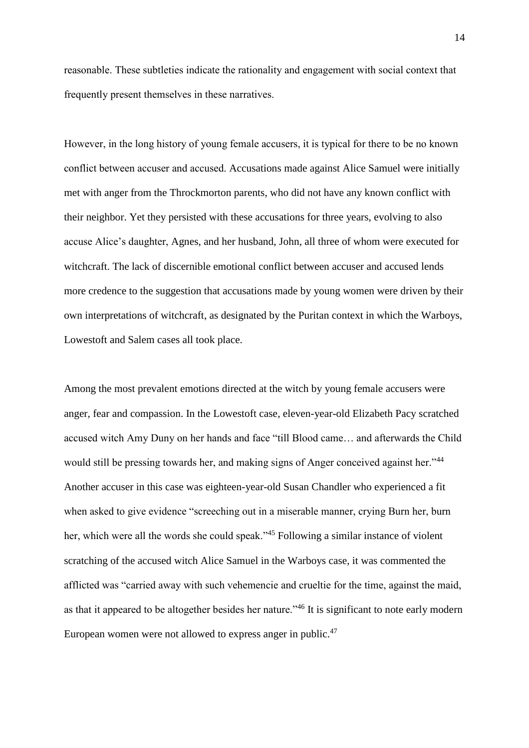reasonable. These subtleties indicate the rationality and engagement with social context that frequently present themselves in these narratives.

However, in the long history of young female accusers, it is typical for there to be no known conflict between accuser and accused. Accusations made against Alice Samuel were initially met with anger from the Throckmorton parents, who did not have any known conflict with their neighbor. Yet they persisted with these accusations for three years, evolving to also accuse Alice's daughter, Agnes, and her husband, John, all three of whom were executed for witchcraft. The lack of discernible emotional conflict between accuser and accused lends more credence to the suggestion that accusations made by young women were driven by their own interpretations of witchcraft, as designated by the Puritan context in which the Warboys, Lowestoft and Salem cases all took place.

Among the most prevalent emotions directed at the witch by young female accusers were anger, fear and compassion. In the Lowestoft case, eleven-year-old Elizabeth Pacy scratched accused witch Amy Duny on her hands and face "till Blood came… and afterwards the Child would still be pressing towards her, and making signs of Anger conceived against her."[44] Another accuser in this case was eighteen-year-old Susan Chandler who experienced a fit when asked to give evidence "screeching out in a miserable manner, crying Burn her, burn her, which were all the words she could speak."[45] Following a similar instance of violent scratching of the accused witch Alice Samuel in the Warboys case, it was commented the afflicted was "carried away with such vehemencie and crueltie for the time, against the maid, as that it appeared to be altogether besides her nature."[46] It is significant to note early modern European women were not allowed to express anger in public.[47]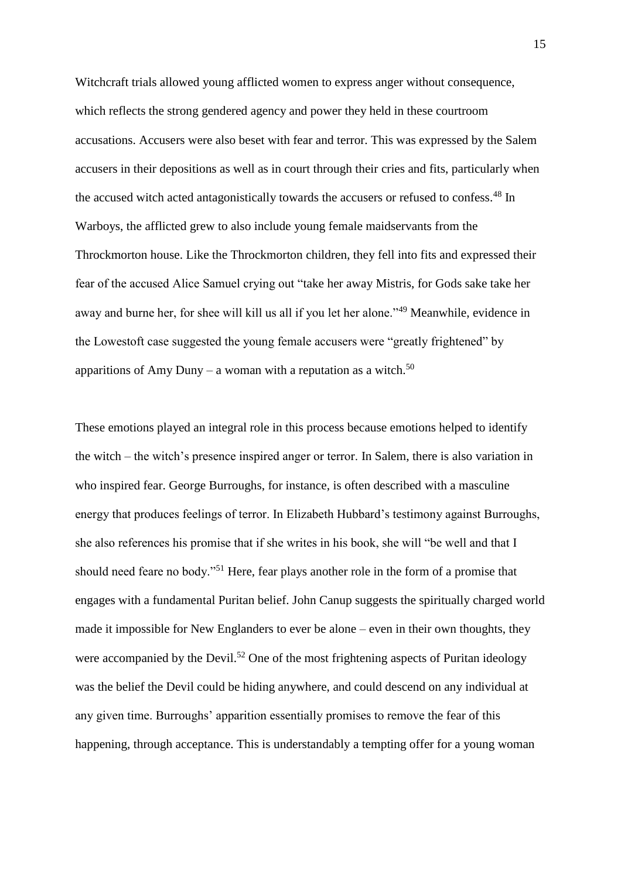Witchcraft trials allowed young afflicted women to express anger without consequence, which reflects the strong gendered agency and power they held in these courtroom accusations. Accusers were also beset with fear and terror. This was expressed by the Salem accusers in their depositions as well as in court through their cries and fits, particularly when the accused witch acted antagonistically towards the accusers or refused to confess.[48] In Warboys, the afflicted grew to also include young female maidservants from the Throckmorton house. Like the Throckmorton children, they fell into fits and expressed their fear of the accused Alice Samuel crying out "take her away Mistris, for Gods sake take her away and burne her, for shee will kill us all if you let her alone."[49] Meanwhile, evidence in the Lowestoft case suggested the young female accusers were "greatly frightened" by apparitions of Amy Duny – a woman with a reputation as a witch.[50]

These emotions played an integral role in this process because emotions helped to identify the witch – the witch's presence inspired anger or terror. In Salem, there is also variation in who inspired fear. George Burroughs, for instance, is often described with a masculine energy that produces feelings of terror. In Elizabeth Hubbard's testimony against Burroughs, she also references his promise that if she writes in his book, she will "be well and that I should need feare no body."[51] Here, fear plays another role in the form of a promise that engages with a fundamental Puritan belief. John Canup suggests the spiritually charged world made it impossible for New Englanders to ever be alone – even in their own thoughts, they were accompanied by the Devil.[52] One of the most frightening aspects of Puritan ideology was the belief the Devil could be hiding anywhere, and could descend on any individual at any given time. Burroughs' apparition essentially promises to remove the fear of this happening, through acceptance. This is understandably a tempting offer for a young woman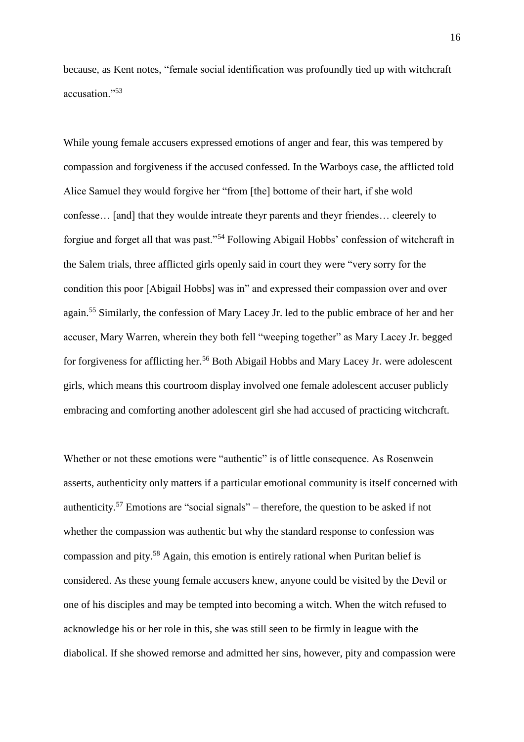because, as Kent notes, "female social identification was profoundly tied up with witchcraft accusation."[53]

While young female accusers expressed emotions of anger and fear, this was tempered by compassion and forgiveness if the accused confessed. In the Warboys case, the afflicted told Alice Samuel they would forgive her "from [the] bottome of their hart, if she wold confesse… [and] that they woulde intreate theyr parents and theyr friendes… cleerely to forgiue and forget all that was past."[54] Following Abigail Hobbs' confession of witchcraft in the Salem trials, three afflicted girls openly said in court they were "very sorry for the condition this poor [Abigail Hobbs] was in" and expressed their compassion over and over again.[55] Similarly, the confession of Mary Lacey Jr. led to the public embrace of her and her accuser, Mary Warren, wherein they both fell "weeping together" as Mary Lacey Jr. begged for forgiveness for afflicting her.[56] Both Abigail Hobbs and Mary Lacey Jr. were adolescent girls, which means this courtroom display involved one female adolescent accuser publicly embracing and comforting another adolescent girl she had accused of practicing witchcraft.

Whether or not these emotions were "authentic" is of little consequence. As Rosenwein asserts, authenticity only matters if a particular emotional community is itself concerned with authenticity.[57] Emotions are "social signals" – therefore, the question to be asked if not whether the compassion was authentic but why the standard response to confession was compassion and pity.[58] Again, this emotion is entirely rational when Puritan belief is considered. As these young female accusers knew, anyone could be visited by the Devil or one of his disciples and may be tempted into becoming a witch. When the witch refused to acknowledge his or her role in this, she was still seen to be firmly in league with the diabolical. If she showed remorse and admitted her sins, however, pity and compassion were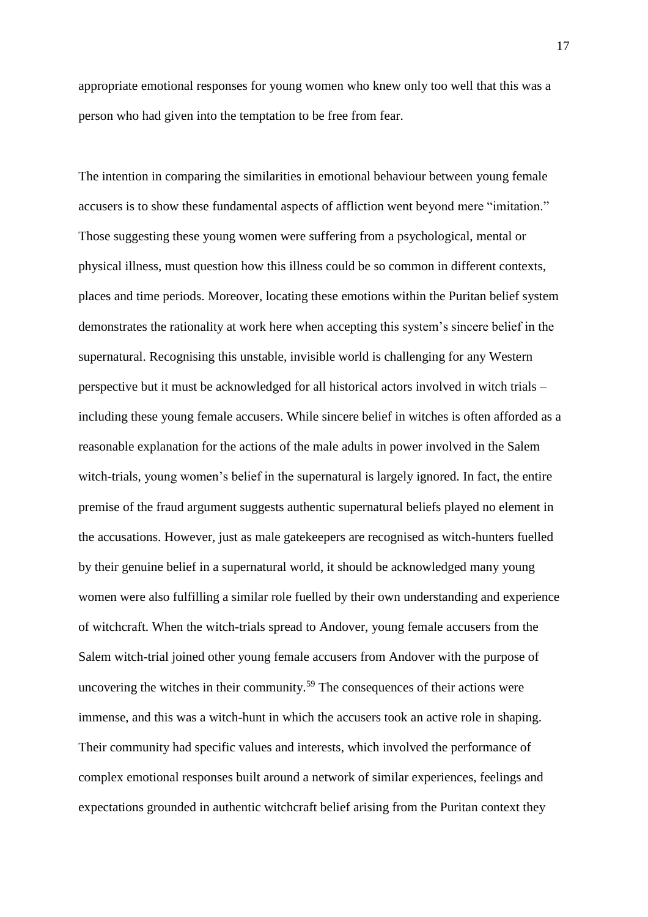appropriate emotional responses for young women who knew only too well that this was a person who had given into the temptation to be free from fear.

The intention in comparing the similarities in emotional behaviour between young female accusers is to show these fundamental aspects of affliction went beyond mere "imitation." Those suggesting these young women were suffering from a psychological, mental or physical illness, must question how this illness could be so common in different contexts, places and time periods. Moreover, locating these emotions within the Puritan belief system demonstrates the rationality at work here when accepting this system's sincere belief in the supernatural. Recognising this unstable, invisible world is challenging for any Western perspective but it must be acknowledged for all historical actors involved in witch trials – including these young female accusers. While sincere belief in witches is often afforded as a reasonable explanation for the actions of the male adults in power involved in the Salem witch-trials, young women's belief in the supernatural is largely ignored. In fact, the entire premise of the fraud argument suggests authentic supernatural beliefs played no element in the accusations. However, just as male gatekeepers are recognised as witch-hunters fuelled by their genuine belief in a supernatural world, it should be acknowledged many young women were also fulfilling a similar role fuelled by their own understanding and experience of witchcraft. When the witch-trials spread to Andover, young female accusers from the Salem witch-trial joined other young female accusers from Andover with the purpose of uncovering the witches in their community.[59] The consequences of their actions were immense, and this was a witch-hunt in which the accusers took an active role in shaping. Their community had specific values and interests, which involved the performance of complex emotional responses built around a network of similar experiences, feelings and expectations grounded in authentic witchcraft belief arising from the Puritan context they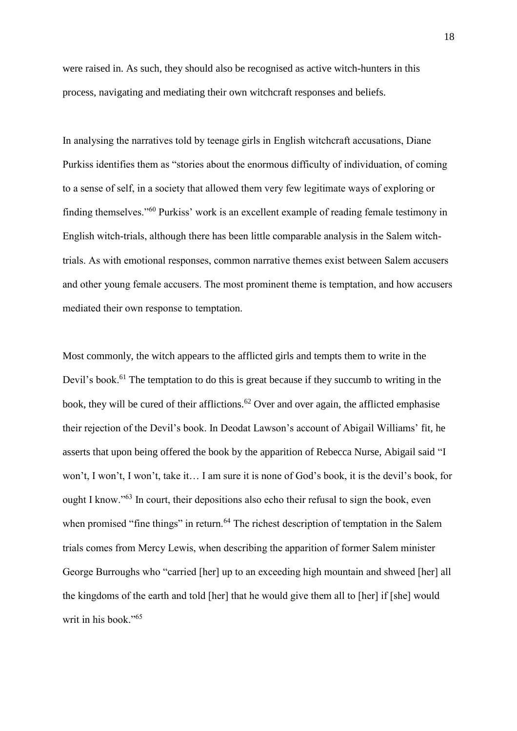were raised in. As such, they should also be recognised as active witch-hunters in this process, navigating and mediating their own witchcraft responses and beliefs.

In analysing the narratives told by teenage girls in English witchcraft accusations, Diane Purkiss identifies them as "stories about the enormous difficulty of individuation, of coming to a sense of self, in a society that allowed them very few legitimate ways of exploring or finding themselves."[60] Purkiss' work is an excellent example of reading female testimony in English witch-trials, although there has been little comparable analysis in the Salem witch-trials. As with emotional responses, common narrative themes exist between Salem accusers and other young female accusers. The most prominent theme is temptation, and how accusers mediated their own response to temptation.

Most commonly, the witch appears to the afflicted girls and tempts them to write in the Devil's book.[61] The temptation to do this is great because if they succumb to writing in the book, they will be cured of their afflictions.[62] Over and over again, the afflicted emphasise their rejection of the Devil's book. In Deodat Lawson's account of Abigail Williams' fit, he asserts that upon being offered the book by the apparition of Rebecca Nurse, Abigail said "I won't, I won't, I won't, take it… I am sure it is none of God's book, it is the devil's book, for ought I know."[63] In court, their depositions also echo their refusal to sign the book, even when promised "fine things" in return.[64] The richest description of temptation in the Salem trials comes from Mercy Lewis, when describing the apparition of former Salem minister George Burroughs who "carried [her] up to an exceeding high mountain and shweed [her] all the kingdoms of the earth and told [her] that he would give them all to [her] if [she] would writ in his book."[65]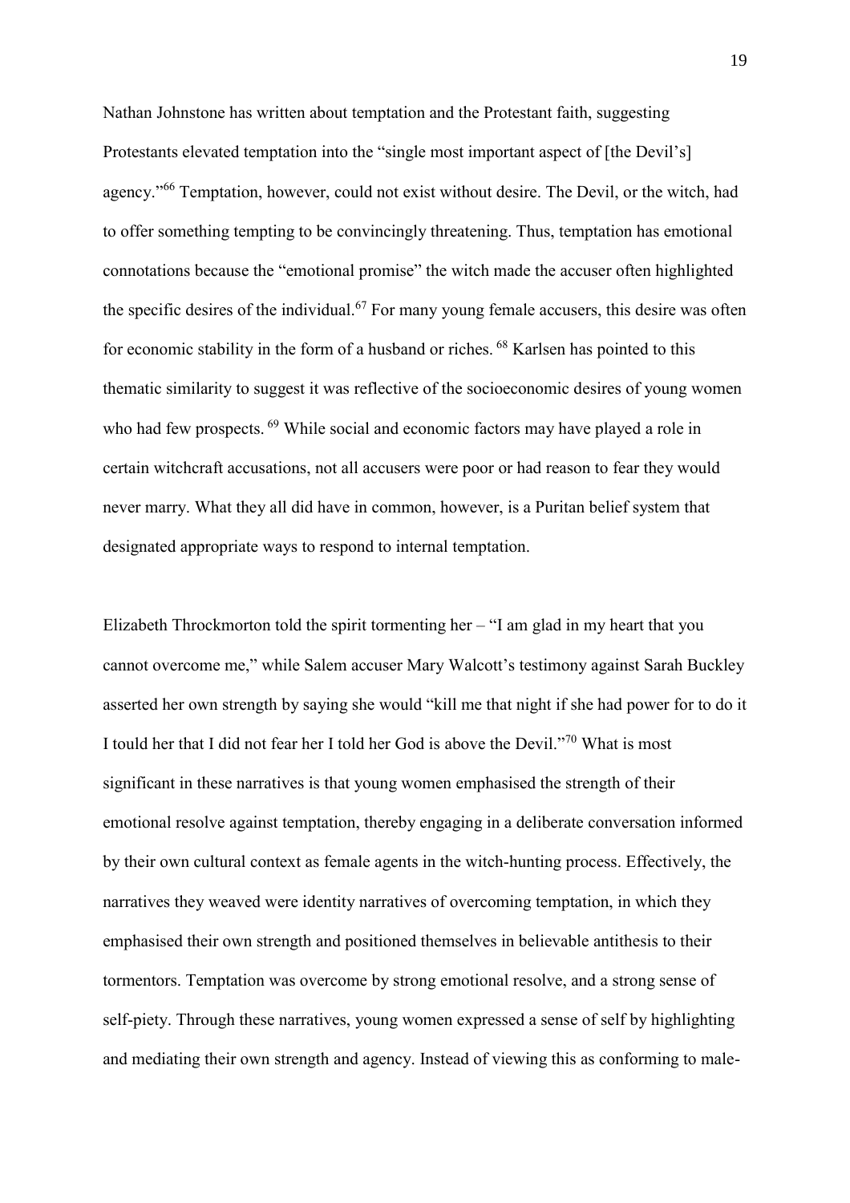Nathan Johnstone has written about temptation and the Protestant faith, suggesting Protestants elevated temptation into the "single most important aspect of [the Devil's] agency."[66] Temptation, however, could not exist without desire. The Devil, or the witch, had to offer something tempting to be convincingly threatening. Thus, temptation has emotional connotations because the "emotional promise" the witch made the accuser often highlighted the specific desires of the individual.[67] For many young female accusers, this desire was often for economic stability in the form of a husband or riches. [68] Karlsen has pointed to this thematic similarity to suggest it was reflective of the socioeconomic desires of young women who had few prospects. [69] While social and economic factors may have played a role in certain witchcraft accusations, not all accusers were poor or had reason to fear they would never marry. What they all did have in common, however, is a Puritan belief system that designated appropriate ways to respond to internal temptation.

Elizabeth Throckmorton told the spirit tormenting her – "I am glad in my heart that you cannot overcome me," while Salem accuser Mary Walcott's testimony against Sarah Buckley asserted her own strength by saying she would "kill me that night if she had power for to do it I tould her that I did not fear her I told her God is above the Devil."[70] What is most significant in these narratives is that young women emphasised the strength of their emotional resolve against temptation, thereby engaging in a deliberate conversation informed by their own cultural context as female agents in the witch-hunting process. Effectively, the narratives they weaved were identity narratives of overcoming temptation, in which they emphasised their own strength and positioned themselves in believable antithesis to their tormentors. Temptation was overcome by strong emotional resolve, and a strong sense of self-piety. Through these narratives, young women expressed a sense of self by highlighting and mediating their own strength and agency. Instead of viewing this as conforming to male-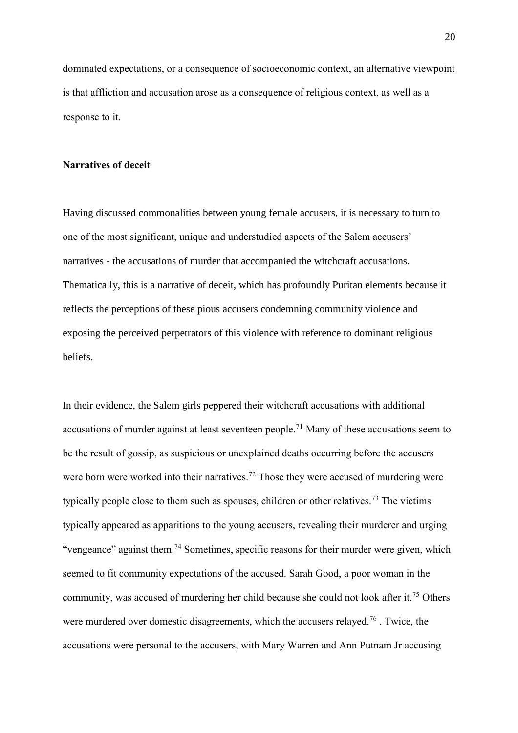dominated expectations, or a consequence of socioeconomic context, an alternative viewpoint is that affliction and accusation arose as a consequence of religious context, as well as a response to it.

**Narratives of deceit**

Having discussed commonalities between young female accusers, it is necessary to turn to one of the most significant, unique and understudied aspects of the Salem accusers' narratives - the accusations of murder that accompanied the witchcraft accusations. Thematically, this is a narrative of deceit, which has profoundly Puritan elements because it reflects the perceptions of these pious accusers condemning community violence and exposing the perceived perpetrators of this violence with reference to dominant religious beliefs.

In their evidence, the Salem girls peppered their witchcraft accusations with additional accusations of murder against at least seventeen people.[71] Many of these accusations seem to be the result of gossip, as suspicious or unexplained deaths occurring before the accusers were born were worked into their narratives.[72] Those they were accused of murdering were typically people close to them such as spouses, children or other relatives.[73] The victims typically appeared as apparitions to the young accusers, revealing their murderer and urging "vengeance" against them.[74] Sometimes, specific reasons for their murder were given, which seemed to fit community expectations of the accused. Sarah Good, a poor woman in the community, was accused of murdering her child because she could not look after it.[75] Others were murdered over domestic disagreements, which the accusers relayed.[76] . Twice, the accusations were personal to the accusers, with Mary Warren and Ann Putnam Jr accusing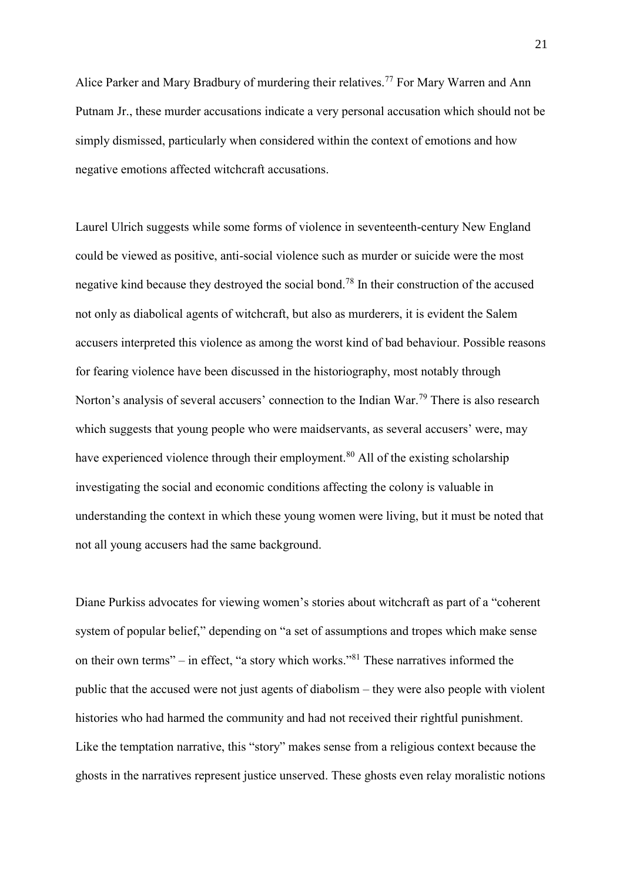Alice Parker and Mary Bradbury of murdering their relatives.[77] For Mary Warren and Ann Putnam Jr., these murder accusations indicate a very personal accusation which should not be simply dismissed, particularly when considered within the context of emotions and how negative emotions affected witchcraft accusations.

Laurel Ulrich suggests while some forms of violence in seventeenth-century New England could be viewed as positive, anti-social violence such as murder or suicide were the most negative kind because they destroyed the social bond.[78] In their construction of the accused not only as diabolical agents of witchcraft, but also as murderers, it is evident the Salem accusers interpreted this violence as among the worst kind of bad behaviour. Possible reasons for fearing violence have been discussed in the historiography, most notably through Norton's analysis of several accusers' connection to the Indian War.[79] There is also research which suggests that young people who were maidservants, as several accusers' were, may have experienced violence through their employment.[80] All of the existing scholarship investigating the social and economic conditions affecting the colony is valuable in understanding the context in which these young women were living, but it must be noted that not all young accusers had the same background.

Diane Purkiss advocates for viewing women's stories about witchcraft as part of a "coherent system of popular belief," depending on "a set of assumptions and tropes which make sense on their own terms" – in effect, "a story which works."[81] These narratives informed the public that the accused were not just agents of diabolism – they were also people with violent histories who had harmed the community and had not received their rightful punishment. Like the temptation narrative, this "story" makes sense from a religious context because the ghosts in the narratives represent justice unserved. These ghosts even relay moralistic notions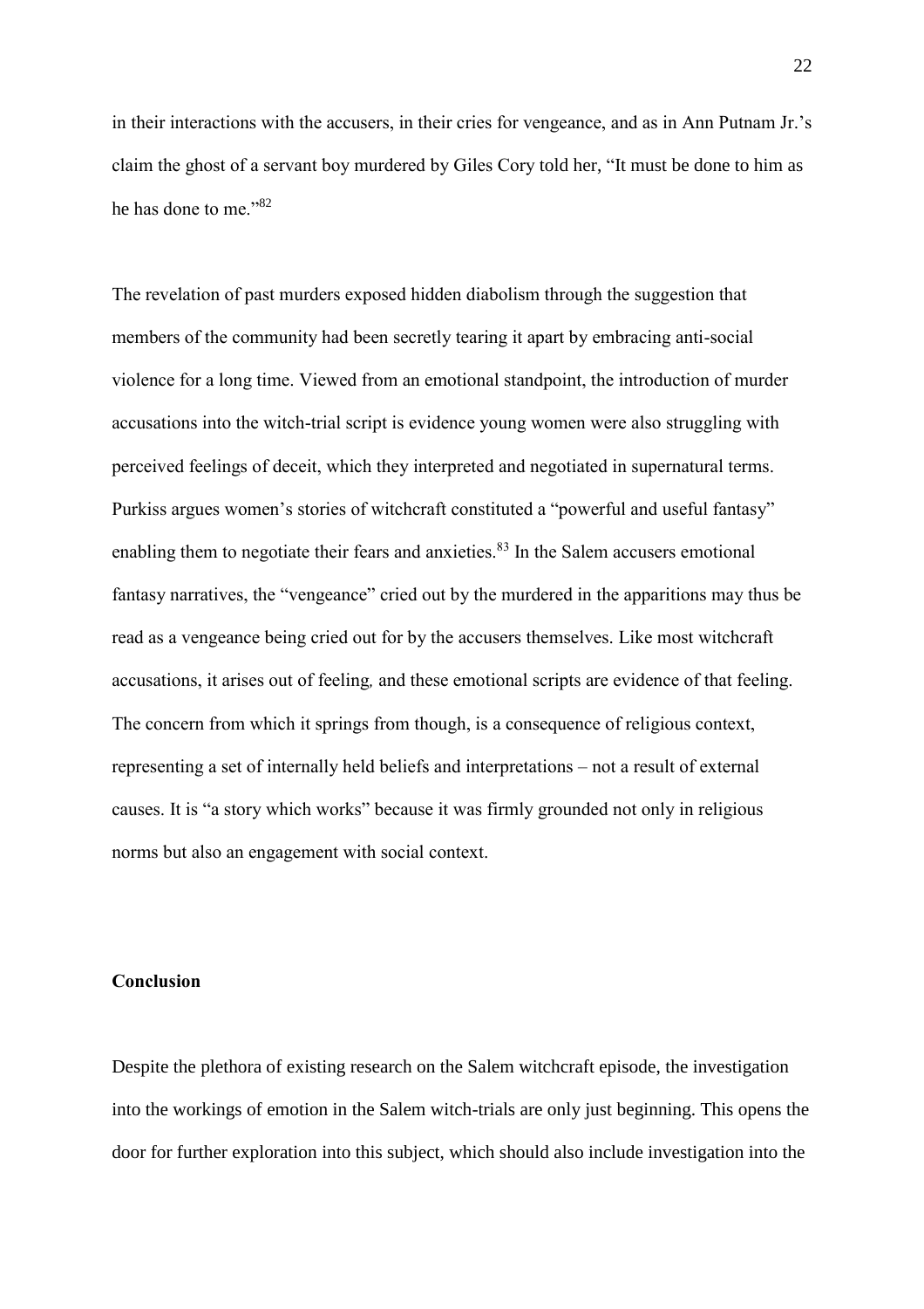in their interactions with the accusers, in their cries for vengeance, and as in Ann Putnam Jr.'s claim the ghost of a servant boy murdered by Giles Cory told her, "It must be done to him as he has done to me."[82]

The revelation of past murders exposed hidden diabolism through the suggestion that members of the community had been secretly tearing it apart by embracing anti-social violence for a long time. Viewed from an emotional standpoint, the introduction of murder accusations into the witch-trial script is evidence young women were also struggling with perceived feelings of deceit, which they interpreted and negotiated in supernatural terms. Purkiss argues women's stories of witchcraft constituted a "powerful and useful fantasy" enabling them to negotiate their fears and anxieties.[83] In the Salem accusers emotional fantasy narratives, the "vengeance" cried out by the murdered in the apparitions may thus be read as a vengeance being cried out for by the accusers themselves. Like most witchcraft accusations, it arises out of feeling, and these emotional scripts are evidence of that feeling. The concern from which it springs from though, is a consequence of religious context, representing a set of internally held beliefs and interpretations – not a result of external causes. It is "a story which works" because it was firmly grounded not only in religious norms but also an engagement with social context.

**Conclusion**

Despite the plethora of existing research on the Salem witchcraft episode, the investigation into the workings of emotion in the Salem witch-trials are only just beginning. This opens the door for further exploration into this subject, which should also include investigation into the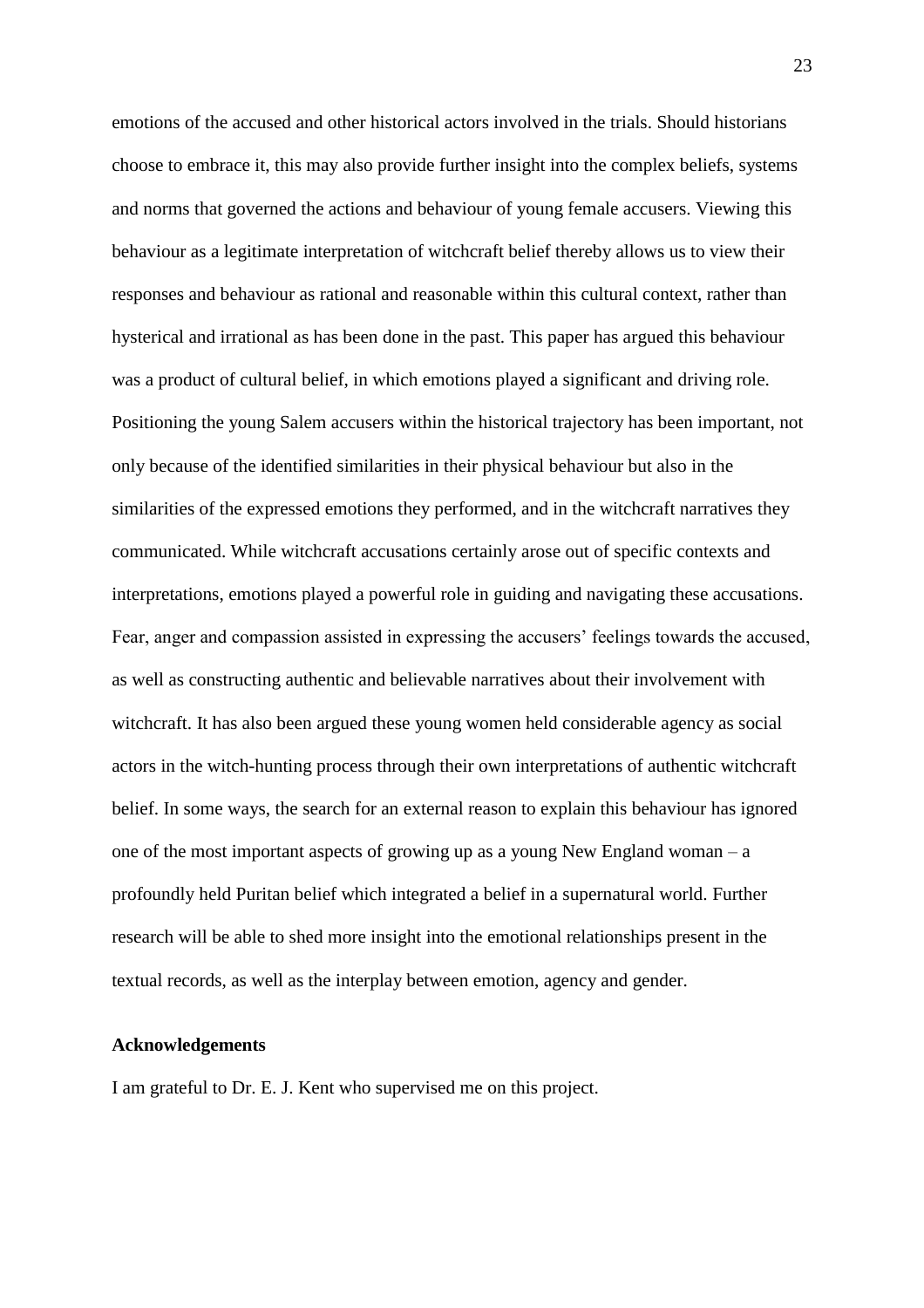emotions of the accused and other historical actors involved in the trials. Should historians choose to embrace it, this may also provide further insight into the complex beliefs, systems and norms that governed the actions and behaviour of young female accusers. Viewing this behaviour as a legitimate interpretation of witchcraft belief thereby allows us to view their responses and behaviour as rational and reasonable within this cultural context, rather than hysterical and irrational as has been done in the past. This paper has argued this behaviour was a product of cultural belief, in which emotions played a significant and driving role. Positioning the young Salem accusers within the historical trajectory has been important, not only because of the identified similarities in their physical behaviour but also in the similarities of the expressed emotions they performed, and in the witchcraft narratives they communicated. While witchcraft accusations certainly arose out of specific contexts and interpretations, emotions played a powerful role in guiding and navigating these accusations. Fear, anger and compassion assisted in expressing the accusers' feelings towards the accused, as well as constructing authentic and believable narratives about their involvement with witchcraft. It has also been argued these young women held considerable agency as social actors in the witch-hunting process through their own interpretations of authentic witchcraft belief. In some ways, the search for an external reason to explain this behaviour has ignored one of the most important aspects of growing up as a young New England woman – a profoundly held Puritan belief which integrated a belief in a supernatural world. Further research will be able to shed more insight into the emotional relationships present in the textual records, as well as the interplay between emotion, agency and gender.

**Acknowledgements**

I am grateful to Dr. E. J. Kent who supervised me on this project.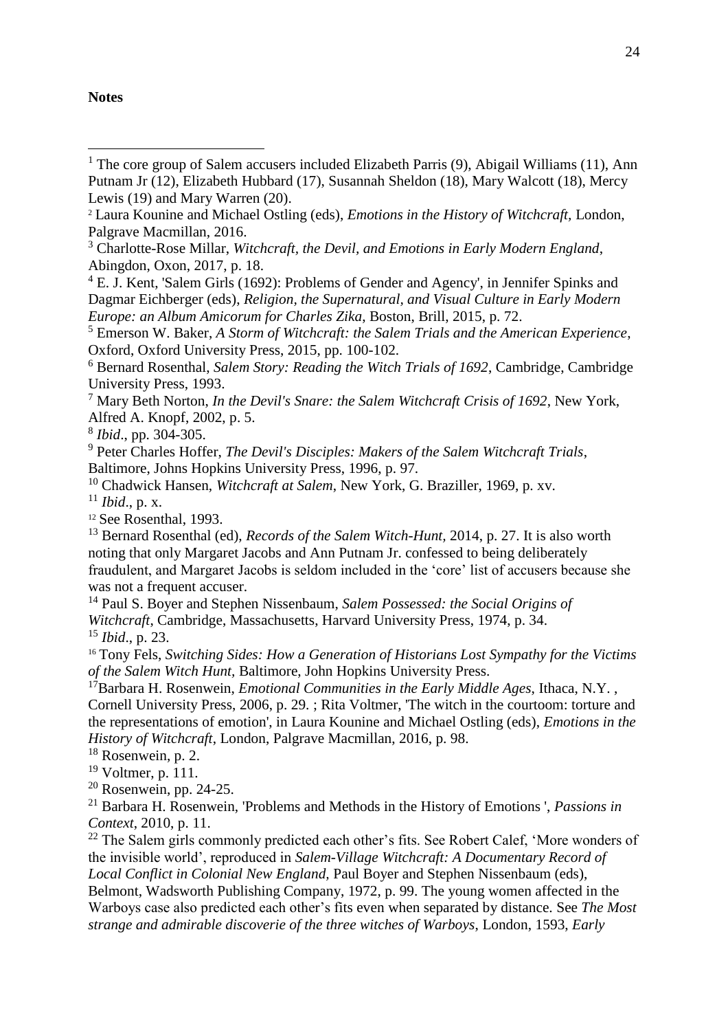**Notes**

[1] The core group of Salem accusers included Elizabeth Parris (9), Abigail Williams (11), Ann Putnam Jr (12), Elizabeth Hubbard (17), Susannah Sheldon (18), Mary Walcott (18), Mercy Lewis (19) and Mary Warren (20).

[2] Laura Kounine and Michael Ostling (eds), *Emotions in the History of Witchcraft,* London, Palgrave Macmillan, 2016.

[3] Charlotte-Rose Millar, *Witchcraft, the Devil, and Emotions in Early Modern England*, Abingdon, Oxon, 2017, p. 18.

[4] E. J. Kent, 'Salem Girls (1692): Problems of Gender and Agency', in Jennifer Spinks and Dagmar Eichberger (eds), *Religion, the Supernatural, and Visual Culture in Early Modern Europe: an Album Amicorum for Charles Zika*, Boston, Brill, 2015, p. 72.

[5] Emerson W. Baker, *A Storm of Witchcraft: the Salem Trials and the American Experience*, Oxford, Oxford University Press, 2015, pp. 100-102.

[6] Bernard Rosenthal, *Salem Story: Reading the Witch Trials of 1692*, Cambridge, Cambridge University Press, 1993.

[7] Mary Beth Norton, *In the Devil's Snare: the Salem Witchcraft Crisis of 1692*, New York, Alfred A. Knopf, 2002, p. 5.

[8] *Ibid*., pp. 304-305.

[9] Peter Charles Hoffer, *The Devil's Disciples: Makers of the Salem Witchcraft Trials*, Baltimore, Johns Hopkins University Press, 1996, p. 97.

[10] Chadwick Hansen, *Witchcraft at Salem*, New York, G. Braziller, 1969, p. xv.

[11] *Ibid*., p. x.

[12] See Rosenthal, 1993.

[13] Bernard Rosenthal (ed), *Records of the Salem Witch-Hunt*, 2014, p. 27. It is also worth noting that only Margaret Jacobs and Ann Putnam Jr. confessed to being deliberately fraudulent, and Margaret Jacobs is seldom included in the 'core' list of accusers because she was not a frequent accuser.

[14] Paul S. Boyer and Stephen Nissenbaum, *Salem Possessed: the Social Origins of Witchcraft*, Cambridge, Massachusetts, Harvard University Press, 1974, p. 34.

[15] *Ibid*., p. 23.

[16] Tony Fels, *Switching Sides: How a Generation of Historians Lost Sympathy for the Victims of the Salem Witch Hunt,* Baltimore, John Hopkins University Press.

[17] Barbara H. Rosenwein, *Emotional Communities in the Early Middle Ages*, Ithaca, N.Y. , Cornell University Press, 2006, p. 29. ; Rita Voltmer, 'The witch in the courtoom: torture and the representations of emotion', in Laura Kounine and Michael Ostling (eds), *Emotions in the History of Witchcraft*, London, Palgrave Macmillan, 2016, p. 98.

[18] Rosenwein, p. 2.

[19] Voltmer, p. 111.

[20] Rosenwein, pp. 24-25.

[21] Barbara H. Rosenwein, 'Problems and Methods in the History of Emotions ', *Passions in Context*, 2010, p. 11.

[22] The Salem girls commonly predicted each other's fits. See Robert Calef, 'More wonders of the invisible world', reproduced in *Salem-Village Witchcraft: A Documentary Record of Local Conflict in Colonial New England,* Paul Boyer and Stephen Nissenbaum (eds), Belmont, Wadsworth Publishing Company, 1972, p. 99. The young women affected in the Warboys case also predicted each other's fits even when separated by distance. See *The Most strange and admirable discoverie of the three witches of Warboys*, London, 1593, *Early*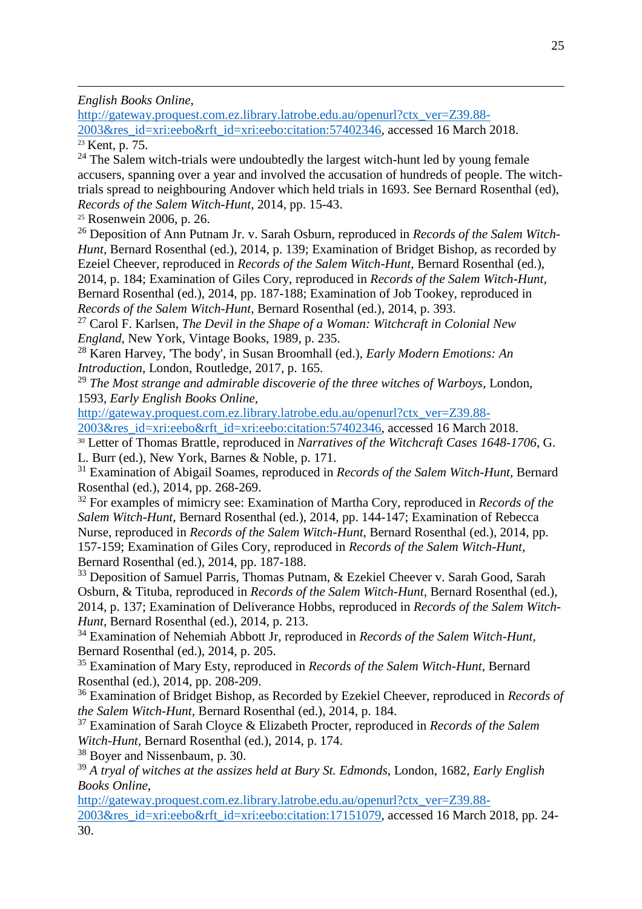*English Books Online*, http://gateway.proquest.com.ez.library.latrobe.edu.au/openurl?ctx_ver=Z39.88-2003&res_id=xri:eebo&rft_id=xri:eebo:citation:57402346, accessed 16 March 2018.

[23] Kent, p. 75.

[24] The Salem witch-trials were undoubtedly the largest witch-hunt led by young female accusers, spanning over a year and involved the accusation of hundreds of people. The witch-trials spread to neighbouring Andover which held trials in 1693. See Bernard Rosenthal (ed), *Records of the Salem Witch-Hunt,* 2014, pp. 15-43.

[25] Rosenwein 2006, p. 26.

[26] Deposition of Ann Putnam Jr. v. Sarah Osburn, reproduced in *Records of the Salem Witch-Hunt*, Bernard Rosenthal (ed.), 2014, p. 139; Examination of Bridget Bishop, as recorded by Ezeiel Cheever, reproduced in *Records of the Salem Witch-Hunt,* Bernard Rosenthal (ed.), 2014, p. 184; Examination of Giles Cory, reproduced in *Records of the Salem Witch-Hunt,* Bernard Rosenthal (ed.), 2014, pp. 187-188; Examination of Job Tookey, reproduced in *Records of the Salem Witch-Hunt,* Bernard Rosenthal (ed.), 2014, p. 393.

[27] Carol F. Karlsen, *The Devil in the Shape of a Woman: Witchcraft in Colonial New England,* New York, Vintage Books, 1989, p. 235.

[28] Karen Harvey, 'The body', in Susan Broomhall (ed.), *Early Modern Emotions: An Introduction,* London, Routledge, 2017, p. 165.

[29] *The Most strange and admirable discoverie of the three witches of Warboys*, London, 1593, *Early English Books Online*, http://gateway.proquest.com.ez.library.latrobe.edu.au/openurl?ctx_ver=Z39.88-2003&res_id=xri:eebo&rft_id=xri:eebo:citation:57402346, accessed 16 March 2018.

[30] Letter of Thomas Brattle, reproduced in *Narratives of the Witchcraft Cases 1648-1706*, G. L. Burr (ed.), New York, Barnes & Noble, p. 171.

[31] Examination of Abigail Soames, reproduced in *Records of the Salem Witch-Hunt,* Bernard Rosenthal (ed.), 2014, pp. 268-269.

[32] For examples of mimicry see: Examination of Martha Cory, reproduced in *Records of the Salem Witch-Hunt,* Bernard Rosenthal (ed.), 2014, pp. 144-147; Examination of Rebecca Nurse, reproduced in *Records of the Salem Witch-Hunt,* Bernard Rosenthal (ed.), 2014, pp. 157-159; Examination of Giles Cory, reproduced in *Records of the Salem Witch-Hunt,* Bernard Rosenthal (ed.), 2014, pp. 187-188.

[33] Deposition of Samuel Parris, Thomas Putnam, & Ezekiel Cheever v. Sarah Good, Sarah Osburn, & Tituba, reproduced in *Records of the Salem Witch-Hunt,* Bernard Rosenthal (ed.), 2014, p. 137; Examination of Deliverance Hobbs, reproduced in *Records of the Salem Witch-Hunt,* Bernard Rosenthal (ed.), 2014, p. 213.

[34] Examination of Nehemiah Abbott Jr, reproduced in *Records of the Salem Witch-Hunt,* Bernard Rosenthal (ed.), 2014, p. 205.

[35] Examination of Mary Esty, reproduced in *Records of the Salem Witch-Hunt,* Bernard Rosenthal (ed.), 2014, pp. 208-209.

[36] Examination of Bridget Bishop, as Recorded by Ezekiel Cheever, reproduced in *Records of the Salem Witch-Hunt,* Bernard Rosenthal (ed.), 2014, p. 184.

[37] Examination of Sarah Cloyce & Elizabeth Procter, reproduced in *Records of the Salem Witch-Hunt,* Bernard Rosenthal (ed.), 2014, p. 174.

[38] Boyer and Nissenbaum, p. 30.

[39] *A tryal of witches at the assizes held at Bury St. Edmonds*, London, 1682, *Early English Books Online*, http://gateway.proquest.com.ez.library.latrobe.edu.au/openurl?ctx_ver=Z39.88-2003&res_id=xri:eebo&rft_id=xri:eebo:citation:17151079, accessed 16 March 2018, pp. 24-30.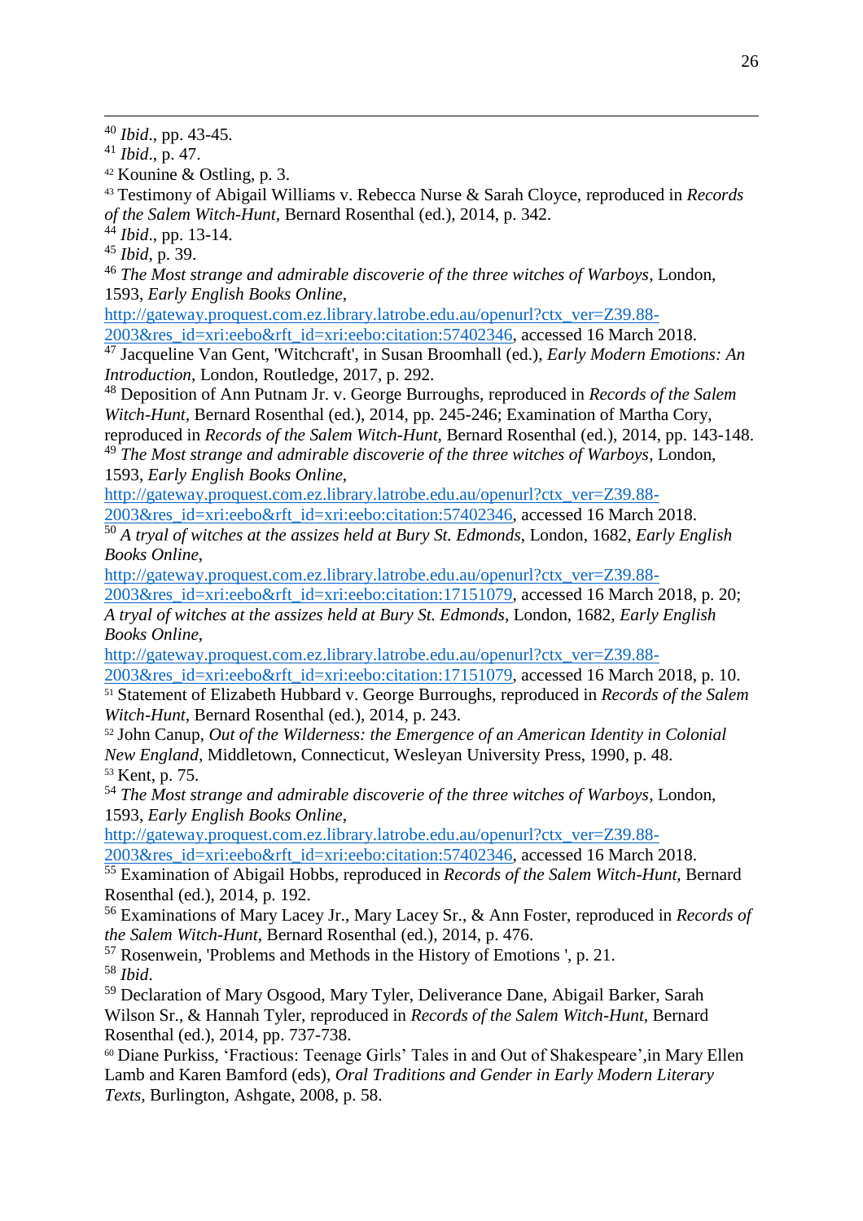[40] *Ibid*., pp. 43-45.

[41] *Ibid*., p. 47.

[42] Kounine & Ostling, p. 3.

[43] Testimony of Abigail Williams v. Rebecca Nurse & Sarah Cloyce, reproduced in *Records of the Salem Witch-Hunt*, Bernard Rosenthal (ed.), 2014, p. 342.

[44] *Ibid*., pp. 13-14.

[45] *Ibid*, p. 39.

[46] *The Most strange and admirable discoverie of the three witches of Warboys*, London, 1593, *Early English Books Online*, http://gateway.proquest.com.ez.library.latrobe.edu.au/openurl?ctx_ver=Z39.88-2003&res_id=xri:eebo&rft_id=xri:eebo:citation:57402346, accessed 16 March 2018.

[47] Jacqueline Van Gent, 'Witchcraft', in Susan Broomhall (ed.), *Early Modern Emotions: An Introduction*, London, Routledge, 2017, p. 292.

[48] Deposition of Ann Putnam Jr. v. George Burroughs, reproduced in *Records of the Salem Witch-Hunt*, Bernard Rosenthal (ed.), 2014, pp. 245-246; Examination of Martha Cory, reproduced in *Records of the Salem Witch-Hunt*, Bernard Rosenthal (ed.), 2014, pp. 143-148.

[49] *The Most strange and admirable discoverie of the three witches of Warboys*, London, 1593, *Early English Books Online*, http://gateway.proquest.com.ez.library.latrobe.edu.au/openurl?ctx_ver=Z39.88-2003&res_id=xri:eebo&rft_id=xri:eebo:citation:57402346, accessed 16 March 2018.

[50] *A tryal of witches at the assizes held at Bury St. Edmonds*, London, 1682, *Early English Books Online*, http://gateway.proquest.com.ez.library.latrobe.edu.au/openurl?ctx_ver=Z39.88-2003&res_id=xri:eebo&rft_id=xri:eebo:citation:17151079, accessed 16 March 2018, p. 20; *A tryal of witches at the assizes held at Bury St. Edmonds*, London, 1682, *Early English Books Online*, http://gateway.proquest.com.ez.library.latrobe.edu.au/openurl?ctx_ver=Z39.88-2003&res_id=xri:eebo&rft_id=xri:eebo:citation:17151079, accessed 16 March 2018, p. 10.

[51] Statement of Elizabeth Hubbard v. George Burroughs, reproduced in *Records of the Salem Witch-Hunt*, Bernard Rosenthal (ed.), 2014, p. 243.

[52] John Canup, *Out of the Wilderness: the Emergence of an American Identity in Colonial New England*, Middletown, Connecticut, Wesleyan University Press, 1990, p. 48.

[53] Kent, p. 75.

[54] *The Most strange and admirable discoverie of the three witches of Warboys*, London, 1593, *Early English Books Online*, http://gateway.proquest.com.ez.library.latrobe.edu.au/openurl?ctx_ver=Z39.88-2003&res_id=xri:eebo&rft_id=xri:eebo:citation:57402346, accessed 16 March 2018.

[55] Examination of Abigail Hobbs, reproduced in *Records of the Salem Witch-Hunt*, Bernard Rosenthal (ed.), 2014, p. 192.

[56] Examinations of Mary Lacey Jr., Mary Lacey Sr., & Ann Foster, reproduced in *Records of the Salem Witch-Hunt*, Bernard Rosenthal (ed.), 2014, p. 476.

[57] Rosenwein, 'Problems and Methods in the History of Emotions ', p. 21.

[58] *Ibid*.

[59] Declaration of Mary Osgood, Mary Tyler, Deliverance Dane, Abigail Barker, Sarah Wilson Sr., & Hannah Tyler, reproduced in *Records of the Salem Witch-Hunt*, Bernard Rosenthal (ed.), 2014, pp. 737-738.

[60] Diane Purkiss, 'Fractious: Teenage Girls' Tales in and Out of Shakespeare',in Mary Ellen Lamb and Karen Bamford (eds), *Oral Traditions and Gender in Early Modern Literary Texts*, Burlington, Ashgate, 2008, p. 58.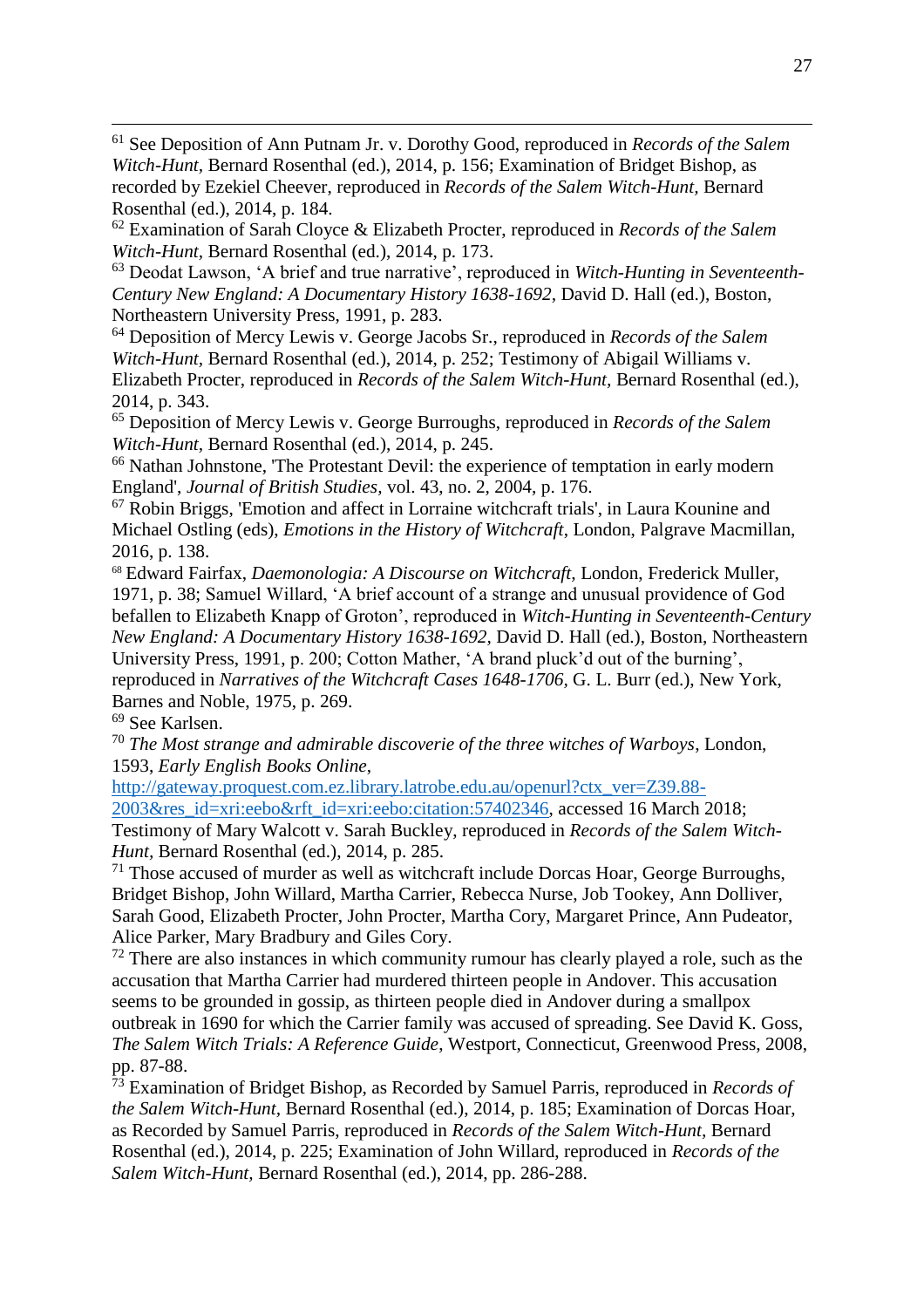[61] See Deposition of Ann Putnam Jr. v. Dorothy Good, reproduced in *Records of the Salem Witch-Hunt*, Bernard Rosenthal (ed.), 2014, p. 156; Examination of Bridget Bishop, as recorded by Ezekiel Cheever, reproduced in *Records of the Salem Witch-Hunt*, Bernard Rosenthal (ed.), 2014, p. 184.

[62] Examination of Sarah Cloyce & Elizabeth Procter, reproduced in *Records of the Salem Witch-Hunt*, Bernard Rosenthal (ed.), 2014, p. 173.

[63] Deodat Lawson, 'A brief and true narrative', reproduced in *Witch-Hunting in Seventeenth-Century New England: A Documentary History 1638-1692*, David D. Hall (ed.), Boston, Northeastern University Press, 1991, p. 283.

[64] Deposition of Mercy Lewis v. George Jacobs Sr., reproduced in *Records of the Salem Witch-Hunt*, Bernard Rosenthal (ed.), 2014, p. 252; Testimony of Abigail Williams v. Elizabeth Procter, reproduced in *Records of the Salem Witch-Hunt*, Bernard Rosenthal (ed.), 2014, p. 343.

[65] Deposition of Mercy Lewis v. George Burroughs, reproduced in *Records of the Salem Witch-Hunt*, Bernard Rosenthal (ed.), 2014, p. 245.

[66] Nathan Johnstone, 'The Protestant Devil: the experience of temptation in early modern England', *Journal of British Studies*, vol. 43, no. 2, 2004, p. 176.

[67] Robin Briggs, 'Emotion and affect in Lorraine witchcraft trials', in Laura Kounine and Michael Ostling (eds), *Emotions in the History of Witchcraft*, London, Palgrave Macmillan, 2016, p. 138.

[68] Edward Fairfax, *Daemonologia: A Discourse on Witchcraft*, London, Frederick Muller, 1971, p. 38; Samuel Willard, 'A brief account of a strange and unusual providence of God befallen to Elizabeth Knapp of Groton', reproduced in *Witch-Hunting in Seventeenth-Century New England: A Documentary History 1638-1692*, David D. Hall (ed.), Boston, Northeastern University Press, 1991, p. 200; Cotton Mather, 'A brand pluck'd out of the burning', reproduced in *Narratives of the Witchcraft Cases 1648-1706*, G. L. Burr (ed.), New York, Barnes and Noble, 1975, p. 269.

[69] See Karlsen.

[70] *The Most strange and admirable discoverie of the three witches of Warboys*, London, 1593, *Early English Books Online*, http://gateway.proquest.com.ez.library.latrobe.edu.au/openurl?ctx_ver=Z39.88-2003&res_id=xri:eebo&rft_id=xri:eebo:citation:57402346, accessed 16 March 2018; Testimony of Mary Walcott v. Sarah Buckley, reproduced in *Records of the Salem Witch-Hunt*, Bernard Rosenthal (ed.), 2014, p. 285.

[71] Those accused of murder as well as witchcraft include Dorcas Hoar, George Burroughs, Bridget Bishop, John Willard, Martha Carrier, Rebecca Nurse, Job Tookey, Ann Dolliver, Sarah Good, Elizabeth Procter, John Procter, Martha Cory, Margaret Prince, Ann Pudeator, Alice Parker, Mary Bradbury and Giles Cory.

[72] There are also instances in which community rumour has clearly played a role, such as the accusation that Martha Carrier had murdered thirteen people in Andover. This accusation seems to be grounded in gossip, as thirteen people died in Andover during a smallpox outbreak in 1690 for which the Carrier family was accused of spreading. See David K. Goss, *The Salem Witch Trials: A Reference Guide*, Westport, Connecticut, Greenwood Press, 2008, pp. 87-88.

[73] Examination of Bridget Bishop, as Recorded by Samuel Parris, reproduced in *Records of the Salem Witch-Hunt*, Bernard Rosenthal (ed.), 2014, p. 185; Examination of Dorcas Hoar, as Recorded by Samuel Parris, reproduced in *Records of the Salem Witch-Hunt*, Bernard Rosenthal (ed.), 2014, p. 225; Examination of John Willard, reproduced in *Records of the Salem Witch-Hunt*, Bernard Rosenthal (ed.), 2014, pp. 286-288.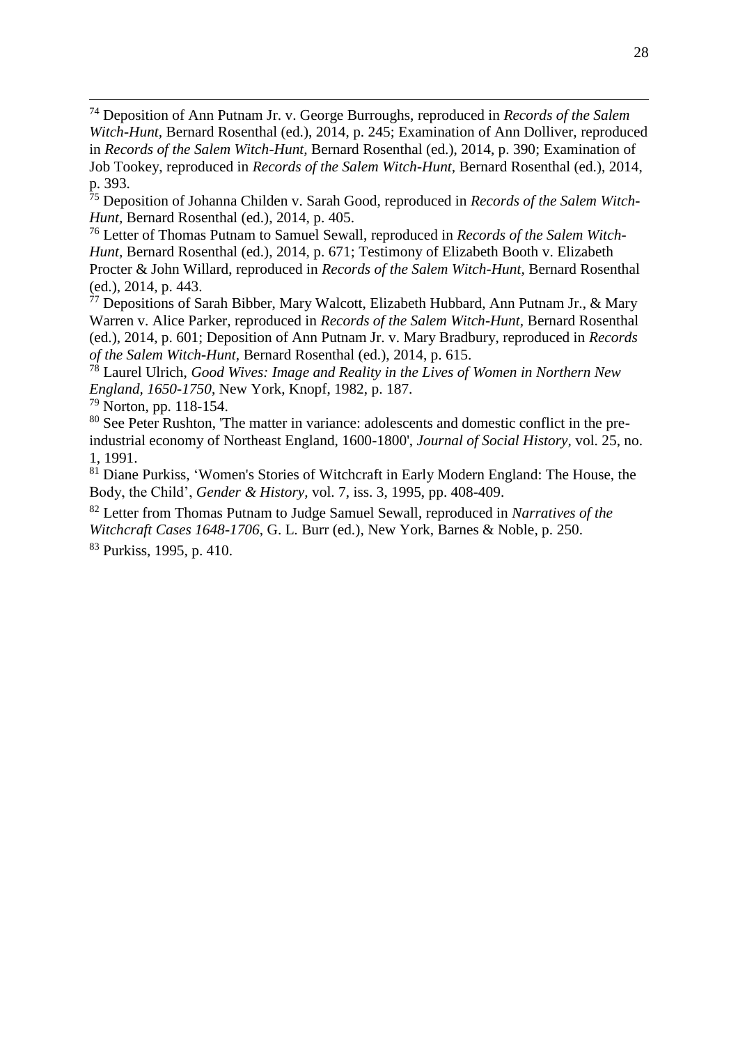[74] Deposition of Ann Putnam Jr. v. George Burroughs, reproduced in *Records of the Salem Witch-Hunt*, Bernard Rosenthal (ed.), 2014, p. 245; Examination of Ann Dolliver, reproduced in *Records of the Salem Witch-Hunt*, Bernard Rosenthal (ed.), 2014, p. 390; Examination of Job Tookey, reproduced in *Records of the Salem Witch-Hunt*, Bernard Rosenthal (ed.), 2014, p. 393.

[75] Deposition of Johanna Childen v. Sarah Good, reproduced in *Records of the Salem Witch-Hunt*, Bernard Rosenthal (ed.), 2014, p. 405.

[76] Letter of Thomas Putnam to Samuel Sewall, reproduced in *Records of the Salem Witch-Hunt*, Bernard Rosenthal (ed.), 2014, p. 671; Testimony of Elizabeth Booth v. Elizabeth Procter & John Willard, reproduced in *Records of the Salem Witch-Hunt*, Bernard Rosenthal (ed.), 2014, p. 443.

[77] Depositions of Sarah Bibber, Mary Walcott, Elizabeth Hubbard, Ann Putnam Jr., & Mary Warren v. Alice Parker, reproduced in *Records of the Salem Witch-Hunt*, Bernard Rosenthal (ed.), 2014, p. 601; Deposition of Ann Putnam Jr. v. Mary Bradbury, reproduced in *Records of the Salem Witch-Hunt*, Bernard Rosenthal (ed.), 2014, p. 615.

[78] Laurel Ulrich, *Good Wives: Image and Reality in the Lives of Women in Northern New England, 1650-1750*, New York, Knopf, 1982, p. 187.

[79] Norton, pp. 118-154.

[80] See Peter Rushton, 'The matter in variance: adolescents and domestic conflict in the pre-industrial economy of Northeast England, 1600-1800', *Journal of Social History*, vol. 25, no. 1, 1991.

[81] Diane Purkiss, 'Women's Stories of Witchcraft in Early Modern England: The House, the Body, the Child', *Gender & History*, vol. 7, iss. 3, 1995, pp. 408-409.

[82] Letter from Thomas Putnam to Judge Samuel Sewall, reproduced in *Narratives of the Witchcraft Cases 1648-1706*, G. L. Burr (ed.), New York, Barnes & Noble, p. 250.

[83] Purkiss, 1995, p. 410.